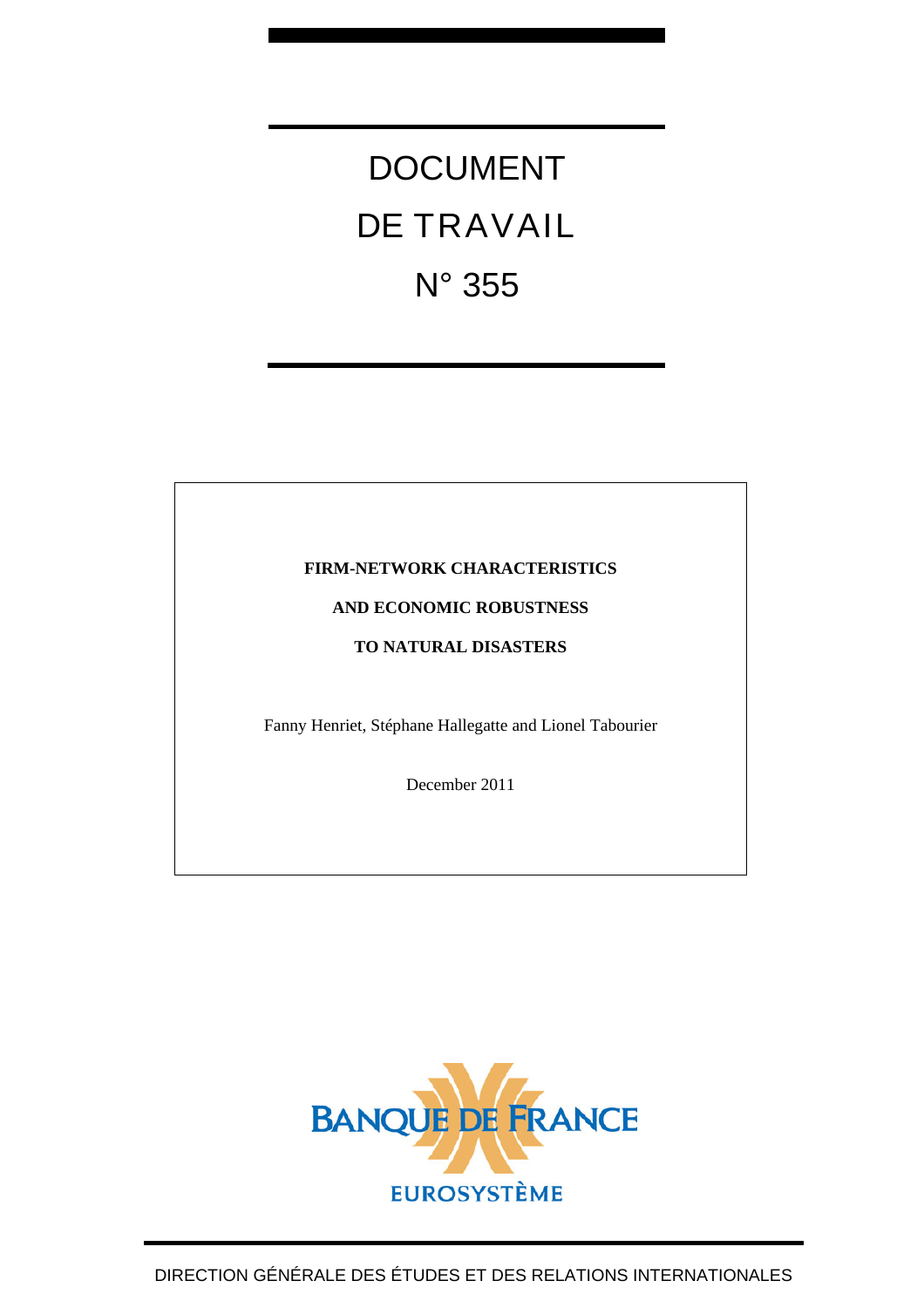# DOCUMENT DE TRAVAIL N° 355

**FIRM-NETWORK CHARACTERISTICS AND ECONOMIC ROBUSTNESS TO NATURAL DISASTERS**

Fanny Henriet, Stéphane Hallegatte and Lionel Tabourier

December 2011

BANQUE DE FRANCE

EUROSYSTÈME

DIRECTION GÉNÉRALE DES ÉTUDES ET DES RELATIONS INTERNATIONALES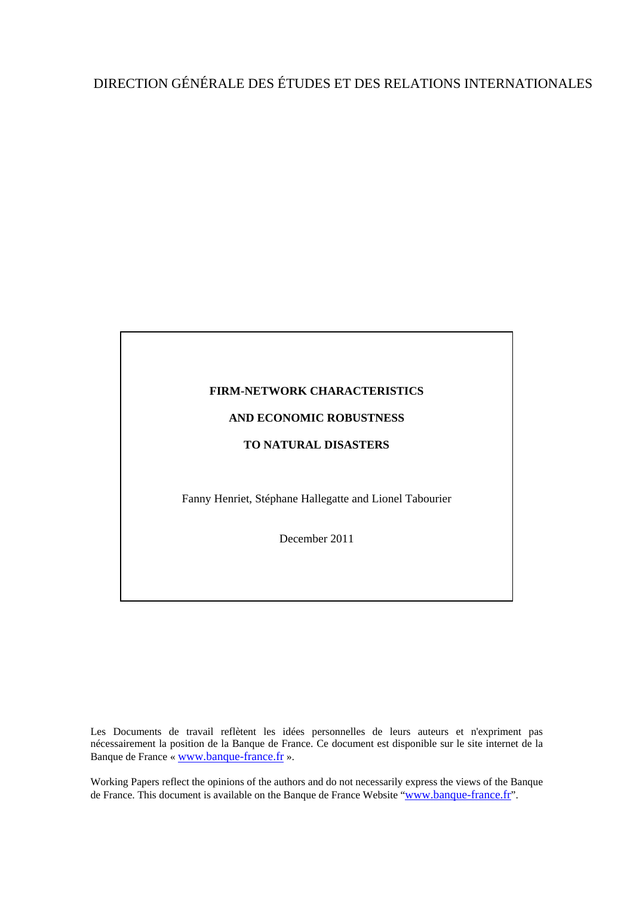DIRECTION GÉNÉRALE DES ÉTUDES ET DES RELATIONS INTERNATIONALES

**FIRM-NETWORK CHARACTERISTICS**

**AND ECONOMIC ROBUSTNESS**

**TO NATURAL DISASTERS**

Fanny Henriet, Stéphane Hallegatte and Lionel Tabourier

December 2011

Les Documents de travail reflètent les idées personnelles de leurs auteurs et n'expriment pas nécessairement la position de la Banque de France. Ce document est disponible sur le site internet de la Banque de France « www.banque-france.fr ».

Working Papers reflect the opinions of the authors and do not necessarily express the views of the Banque de France. This document is available on the Banque de France Website "www.banque-france.fr".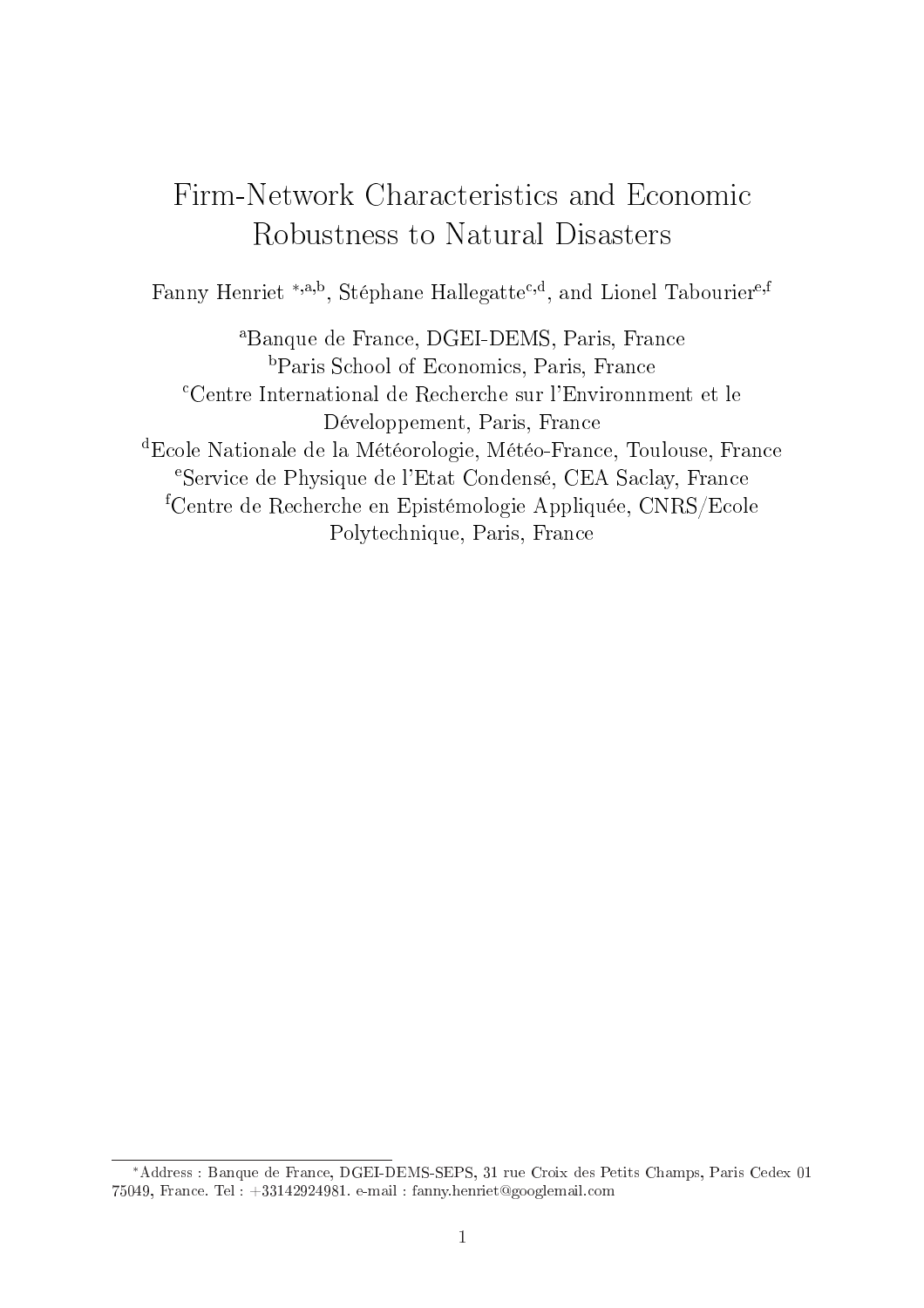# Firm-Network Characteristics and Economic Robustness to Natural Disasters

Fanny Henriet [*,a,b], Stéphane Hallegatte[c,d], and Lionel Tabourier[e,f]

[a]Banque de France, DGEI-DEMS, Paris, France

[b]Paris School of Economics, Paris, France

[c]Centre International de Recherche sur l'Environnment et le Développement, Paris, France

[d]Ecole Nationale de la Météorologie, Météo-France, Toulouse, France

[e]Service de Physique de l'Etat Condensé, CEA Saclay, France

[f]Centre de Recherche en Epistémologie Appliquée, CNRS/Ecole Polytechnique, Paris, France

---

[*]Address : Banque de France, DGEI-DEMS-SEPS, 31 rue Croix des Petits Champs, Paris Cedex 01 75049, France. Tel : +33142924981. e-mail : fanny.henriet@googlemail.com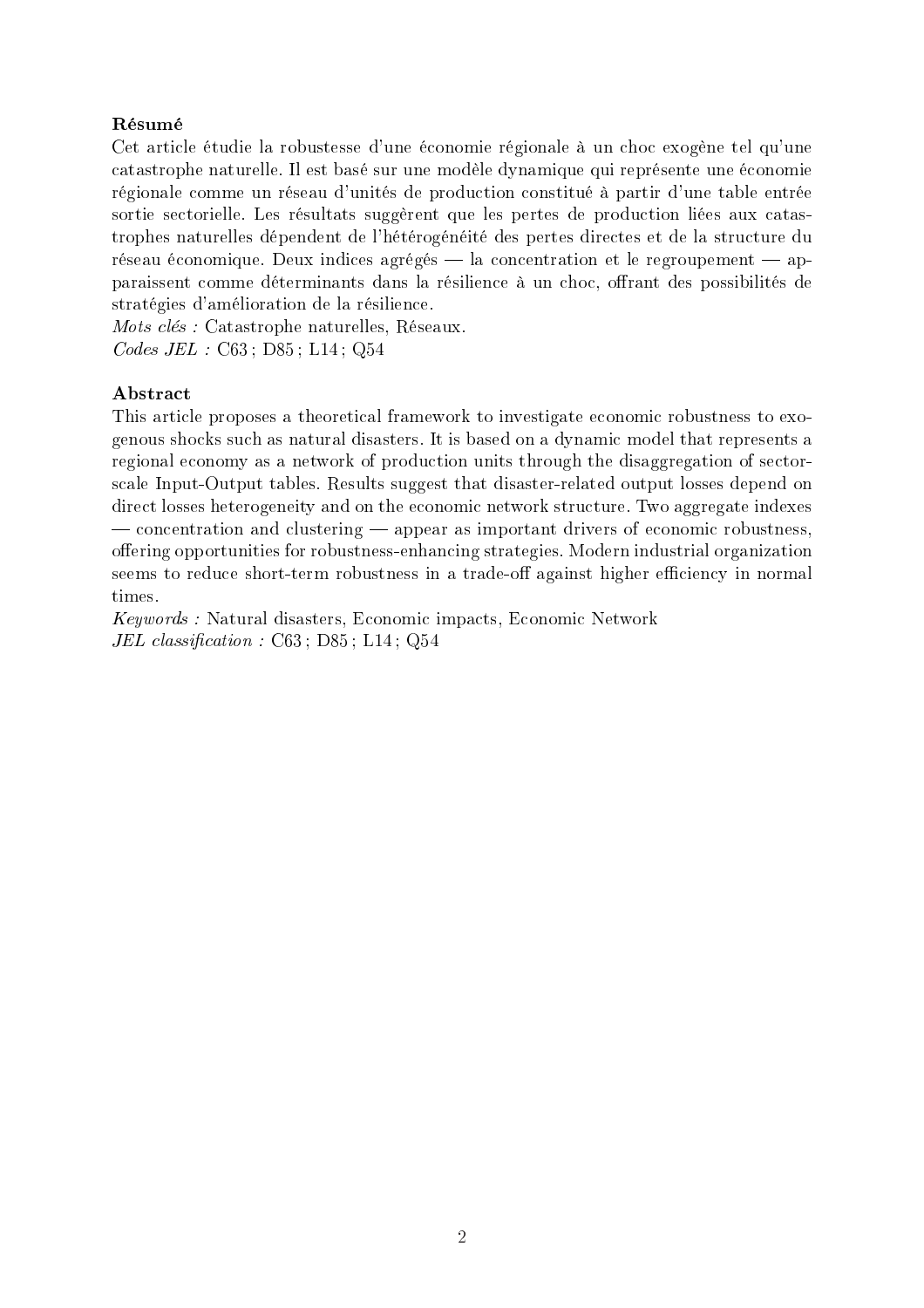**Résumé**

Cet article étudie la robustesse d'une économie régionale à un choc exogène tel qu'une catastrophe naturelle. Il est basé sur une modèle dynamique qui représente une économie régionale comme un réseau d'unités de production constitué à partir d'une table entrée sortie sectorielle. Les résultats suggèrent que les pertes de production liées aux catastrophes naturelles dépendent de l'hétérogénéité des pertes directes et de la structure du réseau économique. Deux indices agrégés — la concentration et le regroupement — apparaissent comme déterminants dans la résilience à un choc, offrant des possibilités de stratégies d'amélioration de la résilience.

*Mots clés :* Catastrophe naturelles, Réseaux.

*Codes JEL :* C63 ; D85 ; L14 ; Q54

**Abstract**

This article proposes a theoretical framework to investigate economic robustness to exogenous shocks such as natural disasters. It is based on a dynamic model that represents a regional economy as a network of production units through the disaggregation of sector-scale Input-Output tables. Results suggest that disaster-related output losses depend on direct losses heterogeneity and on the economic network structure. Two aggregate indexes — concentration and clustering — appear as important drivers of economic robustness, offering opportunities for robustness-enhancing strategies. Modern industrial organization seems to reduce short-term robustness in a trade-off against higher efficiency in normal times.

*Keywords :* Natural disasters, Economic impacts, Economic Network

*JEL classification :* C63 ; D85 ; L14 ; Q54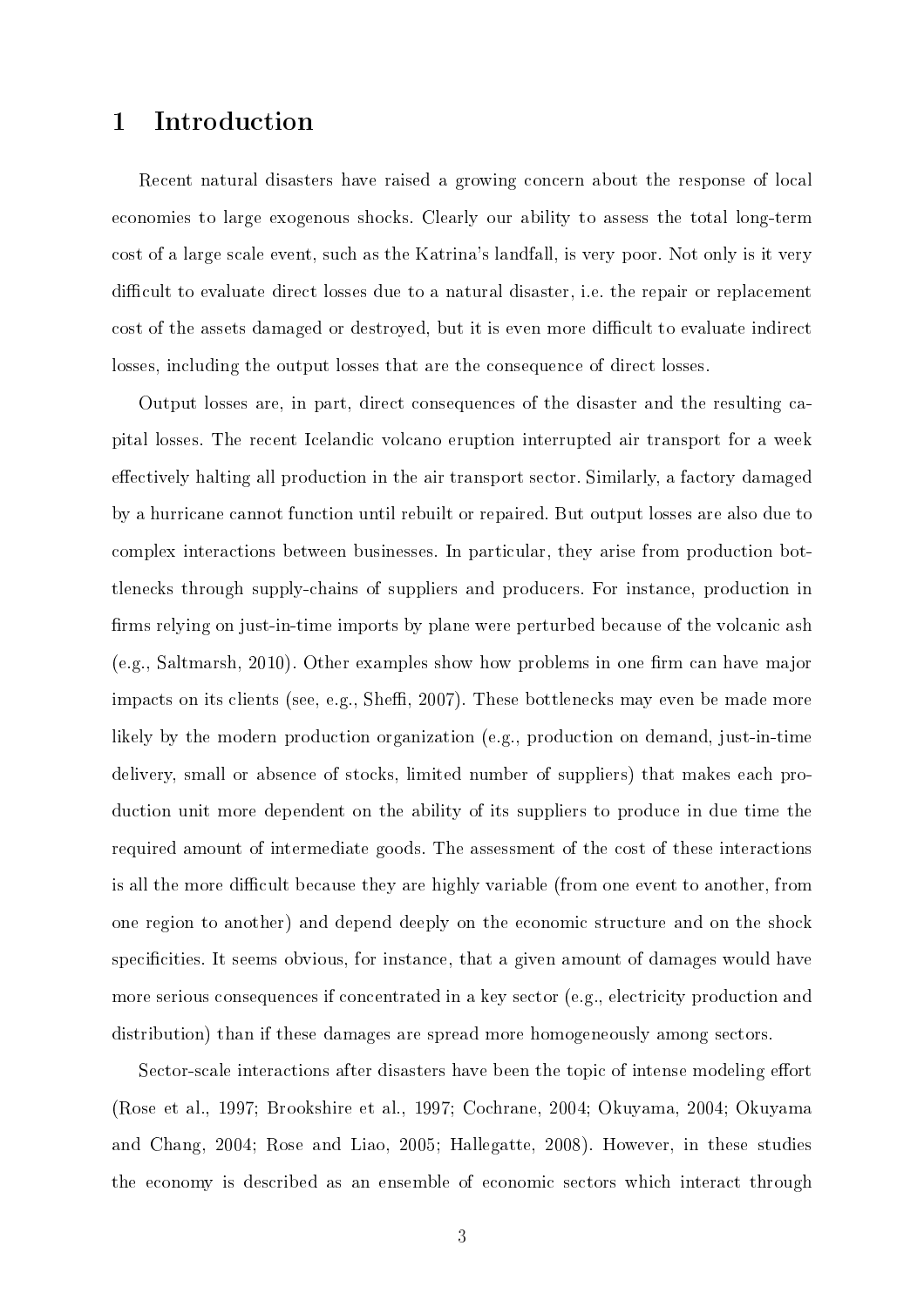# 1 Introduction

Recent natural disasters have raised a growing concern about the response of local economies to large exogenous shocks. Clearly our ability to assess the total long-term cost of a large scale event, such as the Katrina's landfall, is very poor. Not only is it very difficult to evaluate direct losses due to a natural disaster, i.e. the repair or replacement cost of the assets damaged or destroyed, but it is even more difficult to evaluate indirect losses, including the output losses that are the consequence of direct losses.

Output losses are, in part, direct consequences of the disaster and the resulting capital losses. The recent Icelandic volcano eruption interrupted air transport for a week effectively halting all production in the air transport sector. Similarly, a factory damaged by a hurricane cannot function until rebuilt or repaired. But output losses are also due to complex interactions between businesses. In particular, they arise from production bottlenecks through supply-chains of suppliers and producers. For instance, production in firms relying on just-in-time imports by plane were perturbed because of the volcanic ash (e.g., Saltmarsh, 2010). Other examples show how problems in one firm can have major impacts on its clients (see, e.g., Sheffi, 2007). These bottlenecks may even be made more likely by the modern production organization (e.g., production on demand, just-in-time delivery, small or absence of stocks, limited number of suppliers) that makes each production unit more dependent on the ability of its suppliers to produce in due time the required amount of intermediate goods. The assessment of the cost of these interactions is all the more difficult because they are highly variable (from one event to another, from one region to another) and depend deeply on the economic structure and on the shock specificities. It seems obvious, for instance, that a given amount of damages would have more serious consequences if concentrated in a key sector (e.g., electricity production and distribution) than if these damages are spread more homogeneously among sectors.

Sector-scale interactions after disasters have been the topic of intense modeling effort (Rose et al., 1997; Brookshire et al., 1997; Cochrane, 2004; Okuyama, 2004; Okuyama and Chang, 2004; Rose and Liao, 2005; Hallegatte, 2008). However, in these studies the economy is described as an ensemble of economic sectors which interact through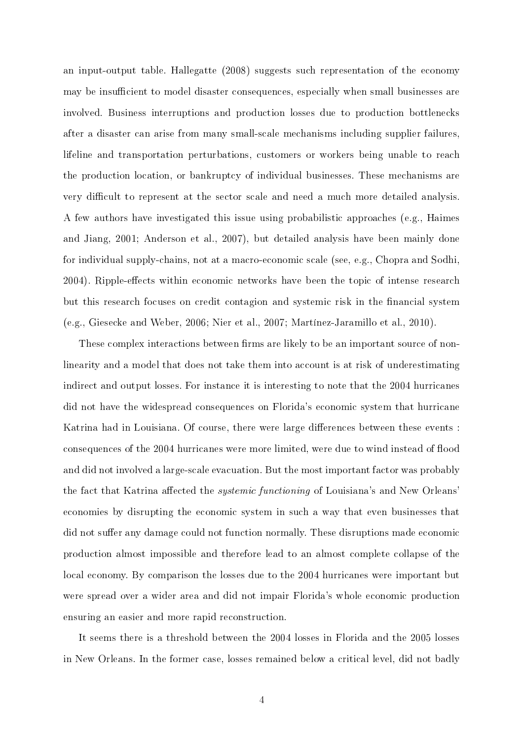an input-output table. Hallegatte (2008) suggests such representation of the economy may be insufficient to model disaster consequences, especially when small businesses are involved. Business interruptions and production losses due to production bottlenecks after a disaster can arise from many small-scale mechanisms including supplier failures, lifeline and transportation perturbations, customers or workers being unable to reach the production location, or bankruptcy of individual businesses. These mechanisms are very difficult to represent at the sector scale and need a much more detailed analysis. A few authors have investigated this issue using probabilistic approaches (e.g., Haimes and Jiang, 2001; Anderson et al., 2007), but detailed analysis have been mainly done for individual supply-chains, not at a macro-economic scale (see, e.g., Chopra and Sodhi, 2004). Ripple-effects within economic networks have been the topic of intense research but this research focuses on credit contagion and systemic risk in the financial system (e.g., Giesecke and Weber, 2006; Nier et al., 2007; Martínez-Jaramillo et al., 2010).

These complex interactions between firms are likely to be an important source of non-linearity and a model that does not take them into account is at risk of underestimating indirect and output losses. For instance it is interesting to note that the 2004 hurricanes did not have the widespread consequences on Florida's economic system that hurricane Katrina had in Louisiana. Of course, there were large differences between these events : consequences of the 2004 hurricanes were more limited, were due to wind instead of flood and did not involved a large-scale evacuation. But the most important factor was probably the fact that Katrina affected the *systemic functioning* of Louisiana's and New Orleans' economies by disrupting the economic system in such a way that even businesses that did not suffer any damage could not function normally. These disruptions made economic production almost impossible and therefore lead to an almost complete collapse of the local economy. By comparison the losses due to the 2004 hurricanes were important but were spread over a wider area and did not impair Florida's whole economic production ensuring an easier and more rapid reconstruction.

It seems there is a threshold between the 2004 losses in Florida and the 2005 losses in New Orleans. In the former case, losses remained below a critical level, did not badly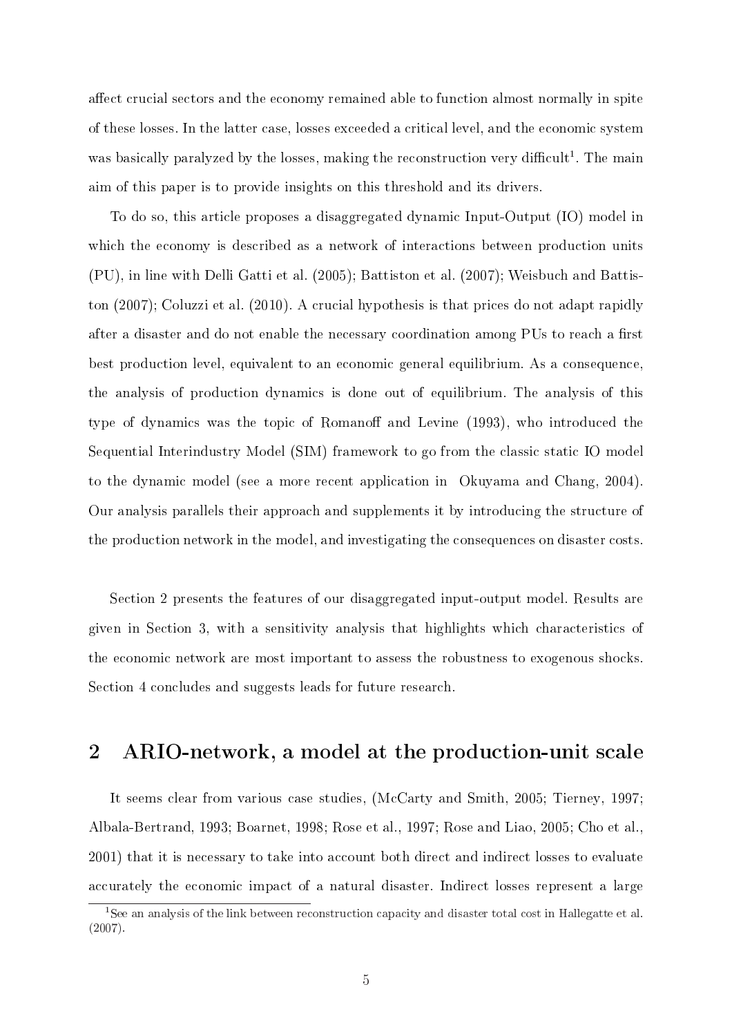affect crucial sectors and the economy remained able to function almost normally in spite of these losses. In the latter case, losses exceeded a critical level, and the economic system was basically paralyzed by the losses, making the reconstruction very difficult[1]. The main aim of this paper is to provide insights on this threshold and its drivers.

To do so, this article proposes a disaggregated dynamic Input-Output (IO) model in which the economy is described as a network of interactions between production units (PU), in line with Delli Gatti et al. (2005); Battiston et al. (2007); Weisbuch and Battiston (2007); Coluzzi et al. (2010). A crucial hypothesis is that prices do not adapt rapidly after a disaster and do not enable the necessary coordination among PUs to reach a first best production level, equivalent to an economic general equilibrium. As a consequence, the analysis of production dynamics is done out of equilibrium. The analysis of this type of dynamics was the topic of Romanoff and Levine (1993), who introduced the Sequential Interindustry Model (SIM) framework to go from the classic static IO model to the dynamic model (see a more recent application in Okuyama and Chang, 2004). Our analysis parallels their approach and supplements it by introducing the structure of the production network in the model, and investigating the consequences on disaster costs.

Section 2 presents the features of our disaggregated input-output model. Results are given in Section 3, with a sensitivity analysis that highlights which characteristics of the economic network are most important to assess the robustness to exogenous shocks. Section 4 concludes and suggests leads for future research.

## 2 ARIO-network, a model at the production-unit scale

It seems clear from various case studies, (McCarty and Smith, 2005; Tierney, 1997; Albala-Bertrand, 1993; Boarnet, 1998; Rose et al., 1997; Rose and Liao, 2005; Cho et al., 2001) that it is necessary to take into account both direct and indirect losses to evaluate accurately the economic impact of a natural disaster. Indirect losses represent a large

[1] See an analysis of the link between reconstruction capacity and disaster total cost in Hallegatte et al. (2007).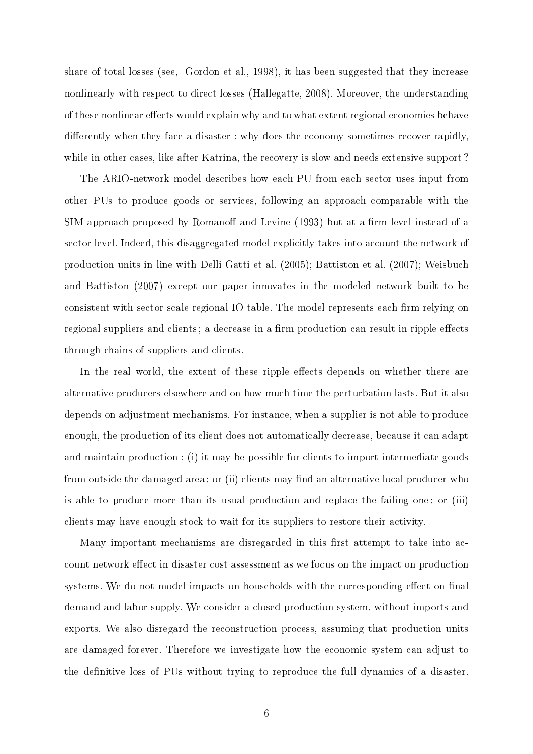share of total losses (see, Gordon et al., 1998), it has been suggested that they increase nonlinearly with respect to direct losses (Hallegatte, 2008). Moreover, the understanding of these nonlinear effects would explain why and to what extent regional economies behave differently when they face a disaster : why does the economy sometimes recover rapidly, while in other cases, like after Katrina, the recovery is slow and needs extensive support ?

The ARIO-network model describes how each PU from each sector uses input from other PUs to produce goods or services, following an approach comparable with the SIM approach proposed by Romanoff and Levine (1993) but at a firm level instead of a sector level. Indeed, this disaggregated model explicitly takes into account the network of production units in line with Delli Gatti et al. (2005); Battiston et al. (2007); Weisbuch and Battiston (2007) except our paper innovates in the modeled network built to be consistent with sector scale regional IO table. The model represents each firm relying on regional suppliers and clients ; a decrease in a firm production can result in ripple effects through chains of suppliers and clients.

In the real world, the extent of these ripple effects depends on whether there are alternative producers elsewhere and on how much time the perturbation lasts. But it also depends on adjustment mechanisms. For instance, when a supplier is not able to produce enough, the production of its client does not automatically decrease, because it can adapt and maintain production : (i) it may be possible for clients to import intermediate goods from outside the damaged area ; or (ii) clients may find an alternative local producer who is able to produce more than its usual production and replace the failing one ; or (iii) clients may have enough stock to wait for its suppliers to restore their activity.

Many important mechanisms are disregarded in this first attempt to take into account network effect in disaster cost assessment as we focus on the impact on production systems. We do not model impacts on households with the corresponding effect on final demand and labor supply. We consider a closed production system, without imports and exports. We also disregard the reconstruction process, assuming that production units are damaged forever. Therefore we investigate how the economic system can adjust to the definitive loss of PUs without trying to reproduce the full dynamics of a disaster.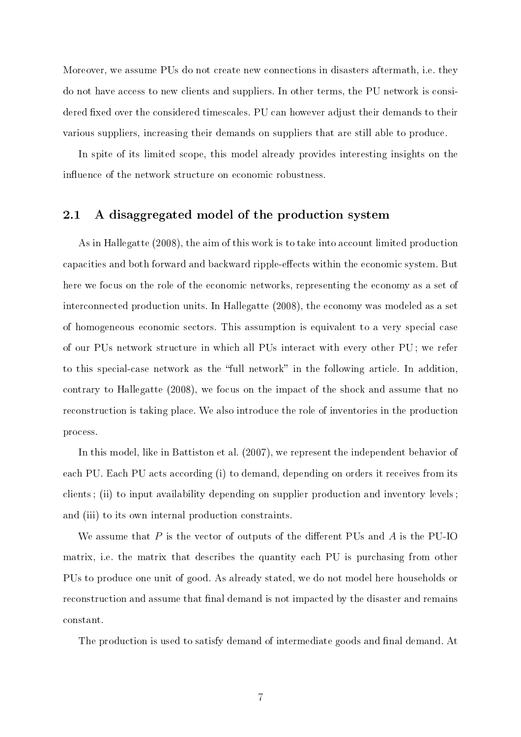Moreover, we assume PUs do not create new connections in disasters aftermath, i.e. they do not have access to new clients and suppliers. In other terms, the PU network is considered fixed over the considered timescales. PU can however adjust their demands to their various suppliers, increasing their demands on suppliers that are still able to produce.

In spite of its limited scope, this model already provides interesting insights on the influence of the network structure on economic robustness.

## 2.1 A disaggregated model of the production system

As in Hallegatte (2008), the aim of this work is to take into account limited production capacities and both forward and backward ripple-effects within the economic system. But here we focus on the role of the economic networks, representing the economy as a set of interconnected production units. In Hallegatte (2008), the economy was modeled as a set of homogeneous economic sectors. This assumption is equivalent to a very special case of our PUs network structure in which all PUs interact with every other PU ; we refer to this special-case network as the "full network" in the following article. In addition, contrary to Hallegatte (2008), we focus on the impact of the shock and assume that no reconstruction is taking place. We also introduce the role of inventories in the production process.

In this model, like in Battiston et al. (2007), we represent the independent behavior of each PU. Each PU acts according (i) to demand, depending on orders it receives from its clients ; (ii) to input availability depending on supplier production and inventory levels ; and (iii) to its own internal production constraints.

We assume that $P$ is the vector of outputs of the different PUs and $A$ is the PU-IO matrix, i.e. the matrix that describes the quantity each PU is purchasing from other PUs to produce one unit of good. As already stated, we do not model here households or reconstruction and assume that final demand is not impacted by the disaster and remains constant.

The production is used to satisfy demand of intermediate goods and final demand. At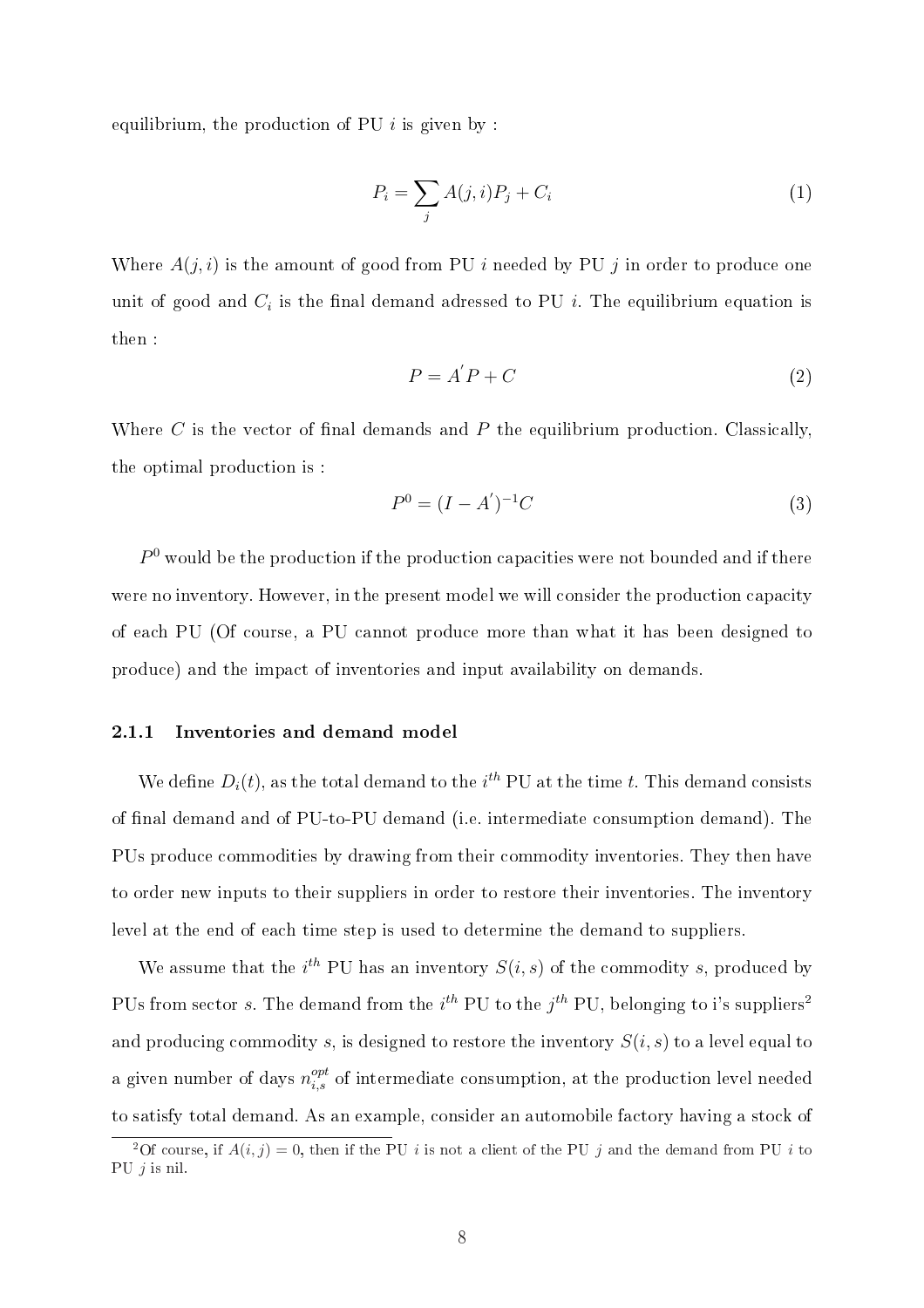equilibrium, the production of PU $i$ is given by :

$$P_i = \sum_j A(j,i)P_j + C_i \tag{1}$$

Where $A(j,i)$ is the amount of good from PU $i$ needed by PU $j$ in order to produce one unit of good and $C_i$ is the final demand adressed to PU $i$. The equilibrium equation is then :

$$P = A^{'}P + C \tag{2}$$

Where $C$ is the vector of final demands and $P$ the equilibrium production. Classically, the optimal production is :

$$P^0 = (I - A^{'})^{-1}C \tag{3}$$

$P^0$ would be the production if the production capacities were not bounded and if there were no inventory. However, in the present model we will consider the production capacity of each PU (Of course, a PU cannot produce more than what it has been designed to produce) and the impact of inventories and input availability on demands.

### 2.1.1 Inventories and demand model

We define $D_i(t)$, as the total demand to the $i^{th}$ PU at the time $t$. This demand consists of final demand and of PU-to-PU demand (i.e. intermediate consumption demand). The PUs produce commodities by drawing from their commodity inventories. They then have to order new inputs to their suppliers in order to restore their inventories. The inventory level at the end of each time step is used to determine the demand to suppliers.

We assume that the $i^{th}$ PU has an inventory $S(i,s)$ of the commodity $s$, produced by PUs from sector $s$. The demand from the $i^{th}$ PU to the $j^{th}$ PU, belonging to i's suppliers[2] and producing commodity $s$, is designed to restore the inventory $S(i,s)$ to a level equal to a given number of days $n_{i,s}^{opt}$ of intermediate consumption, at the production level needed to satisfy total demand. As an example, consider an automobile factory having a stock of

[2] Of course, if $A(i,j) = 0$, then if the PU $i$ is not a client of the PU $j$ and the demand from PU $i$ to PU $j$ is nil.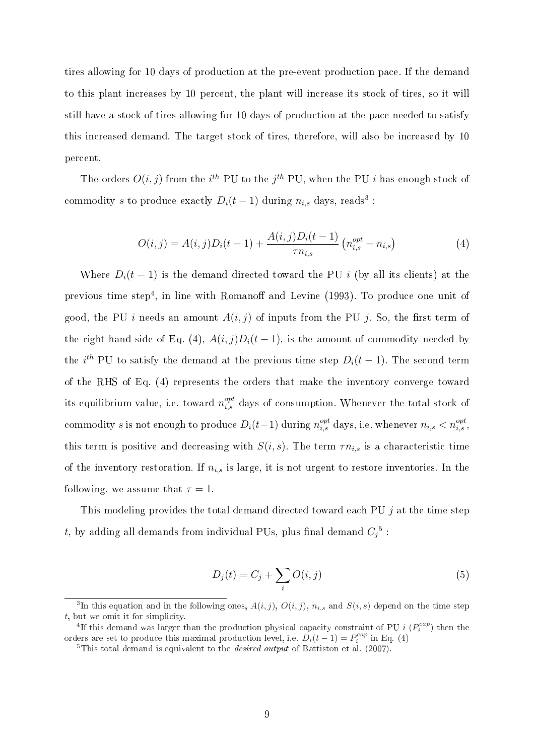tires allowing for 10 days of production at the pre-event production pace. If the demand to this plant increases by 10 percent, the plant will increase its stock of tires, so it will still have a stock of tires allowing for 10 days of production at the pace needed to satisfy this increased demand. The target stock of tires, therefore, will also be increased by 10 percent.

The orders $O(i,j)$ from the $i^{th}$ PU to the $j^{th}$ PU, when the PU $i$ has enough stock of commodity $s$ to produce exactly $D_i(t-1)$ during $n_{i,s}$ days, reads[3] :

$$O(i,j) = A(i,j)D_i(t-1) + \frac{A(i,j)D_i(t-1)}{\tau n_{i,s}}\left(n_{i,s}^{opt} - n_{i,s}\right) \tag{4}$$

Where $D_i(t-1)$ is the demand directed toward the PU $i$ (by all its clients) at the previous time step[4], in line with Romanoff and Levine (1993). To produce one unit of good, the PU $i$ needs an amount $A(i,j)$ of inputs from the PU $j$. So, the first term of the right-hand side of Eq. (4), $A(i,j)D_i(t-1)$, is the amount of commodity needed by the $i^{th}$ PU to satisfy the demand at the previous time step $D_i(t-1)$. The second term of the RHS of Eq. (4) represents the orders that make the inventory converge toward its equilibrium value, i.e. toward $n_{i,s}^{opt}$ days of consumption. Whenever the total stock of commodity $s$ is not enough to produce $D_i(t-1)$ during $n_{i,s}^{opt}$ days, i.e. whenever $n_{i,s} < n_{i,s}^{opt}$, this term is positive and decreasing with $S(i,s)$. The term $\tau n_{i,s}$ is a characteristic time of the inventory restoration. If $n_{i,s}$ is large, it is not urgent to restore inventories. In the following, we assume that $\tau = 1$.

This modeling provides the total demand directed toward each PU $j$ at the time step $t$, by adding all demands from individual PUs, plus final demand $C_j$[5] :

$$D_j(t) = C_j + \sum_i O(i,j) \tag{5}$$

---

[3] In this equation and in the following ones, $A(i,j)$, $O(i,j)$, $n_{i,s}$ and $S(i,s)$ depend on the time step $t$, but we omit it for simplicity.

[4] If this demand was larger than the production physical capacity constraint of PU $i$ ($P_i^{cap}$) then the orders are set to produce this maximal production level, i.e. $D_i(t-1) = P_i^{cap}$ in Eq. (4)

[5] This total demand is equivalent to the *desired output* of Battiston et al. (2007).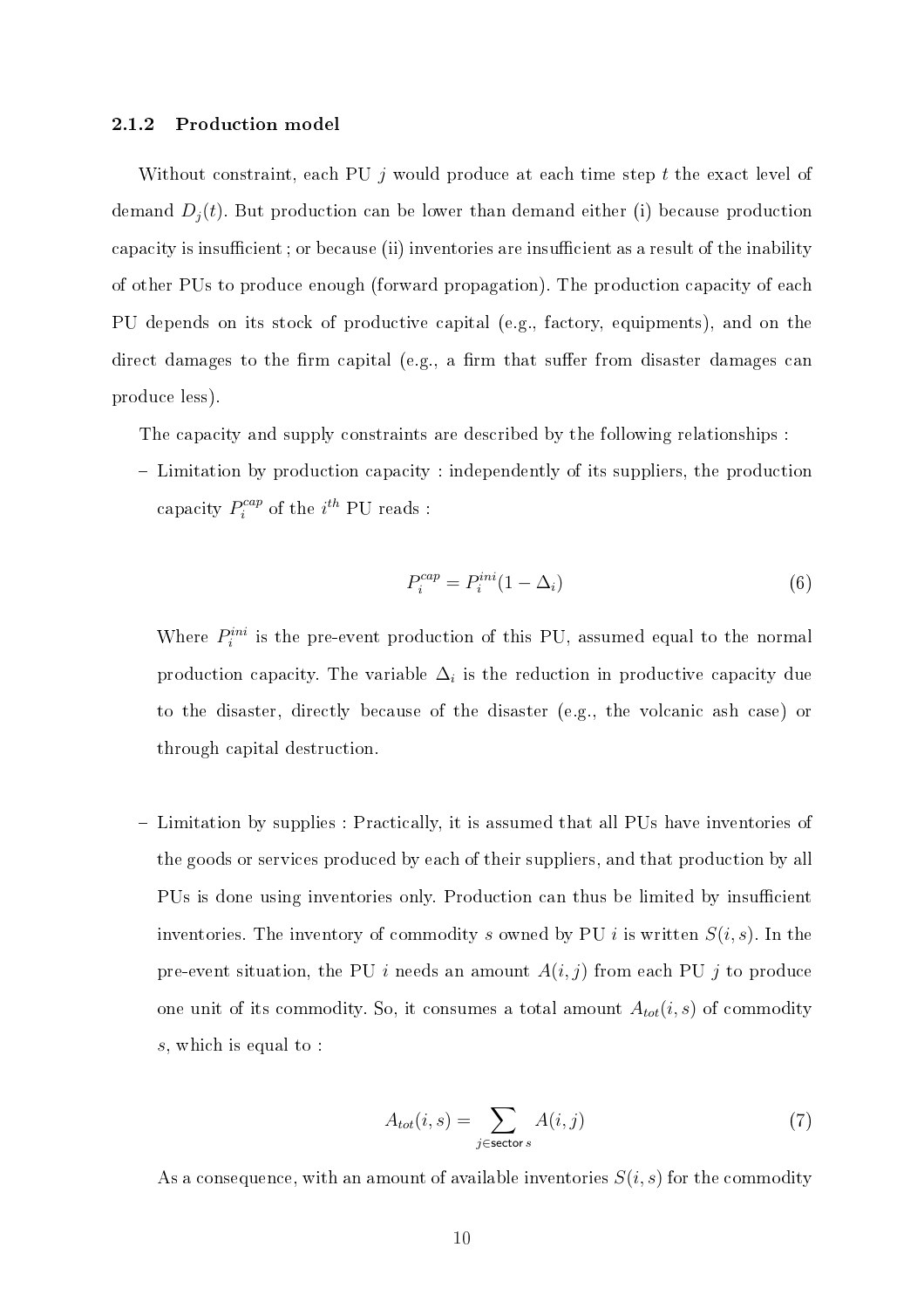### 2.1.2 Production model

Without constraint, each PU $j$ would produce at each time step $t$ the exact level of demand $D_j(t)$. But production can be lower than demand either (i) because production capacity is insufficient ; or because (ii) inventories are insufficient as a result of the inability of other PUs to produce enough (forward propagation). The production capacity of each PU depends on its stock of productive capital (e.g., factory, equipments), and on the direct damages to the firm capital (e.g., a firm that suffer from disaster damages can produce less).

The capacity and supply constraints are described by the following relationships :

– Limitation by production capacity : independently of its suppliers, the production capacity $P_i^{cap}$ of the $i^{th}$ PU reads :

$$P_i^{cap} = P_i^{ini}(1 - \Delta_i) \tag{6}$$

Where $P_i^{ini}$ is the pre-event production of this PU, assumed equal to the normal production capacity. The variable $\Delta_i$ is the reduction in productive capacity due to the disaster, directly because of the disaster (e.g., the volcanic ash case) or through capital destruction.

– Limitation by supplies : Practically, it is assumed that all PUs have inventories of the goods or services produced by each of their suppliers, and that production by all PUs is done using inventories only. Production can thus be limited by insufficient inventories. The inventory of commodity $s$ owned by PU $i$ is written $S(i, s)$. In the pre-event situation, the PU $i$ needs an amount $A(i, j)$ from each PU $j$ to produce one unit of its commodity. So, it consumes a total amount $A_{tot}(i, s)$ of commodity $s$, which is equal to :

$$A_{tot}(i, s) = \sum_{j \in \text{sector } s} A(i, j) \tag{7}$$

As a consequence, with an amount of available inventories $S(i, s)$ for the commodity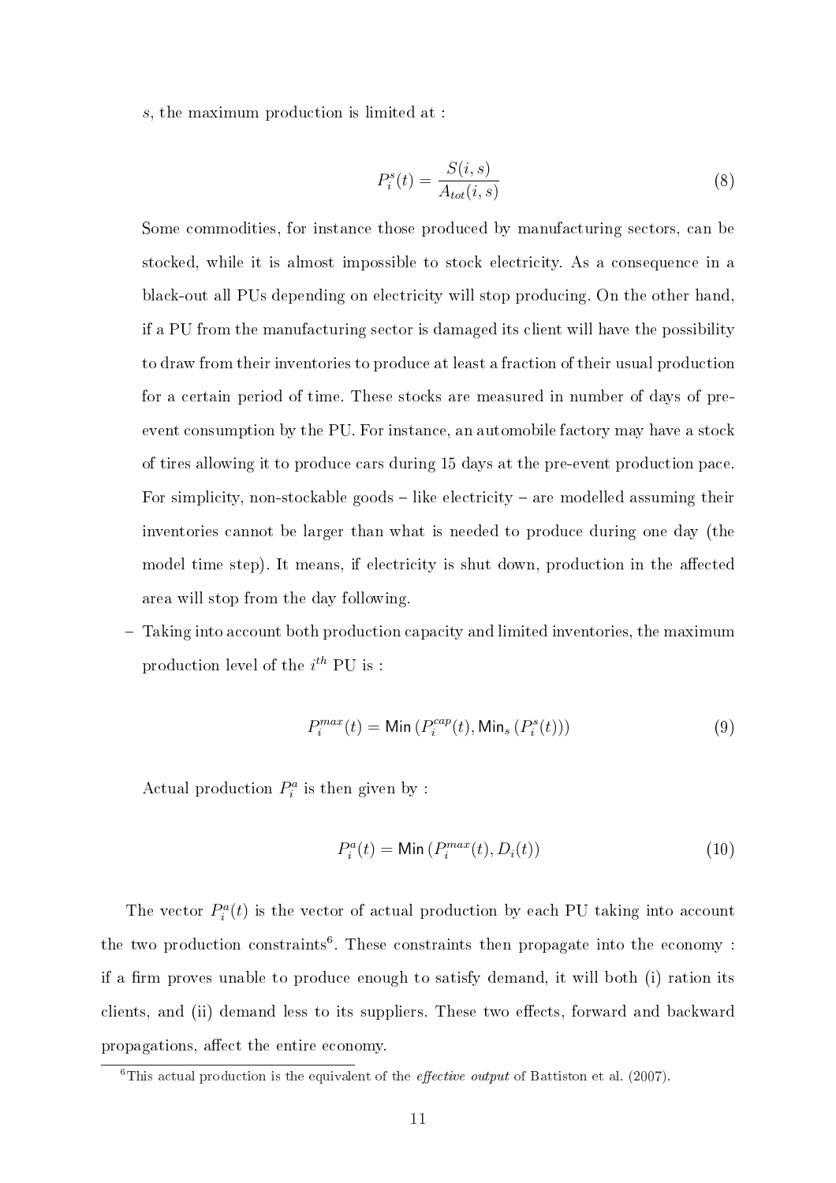$s$, the maximum production is limited at :

$$P_i^s(t) = \frac{S(i,s)}{A_{tot}(i,s)} \tag{8}$$

Some commodities, for instance those produced by manufacturing sectors, can be stocked, while it is almost impossible to stock electricity. As a consequence in a black-out all PUs depending on electricity will stop producing. On the other hand, if a PU from the manufacturing sector is damaged its client will have the possibility to draw from their inventories to produce at least a fraction of their usual production for a certain period of time. These stocks are measured in number of days of pre-event consumption by the PU. For instance, an automobile factory may have a stock of tires allowing it to produce cars during 15 days at the pre-event production pace. For simplicity, non-stockable goods – like electricity – are modelled assuming their inventories cannot be larger than what is needed to produce during one day (the model time step). It means, if electricity is shut down, production in the affected area will stop from the day following.

- Taking into account both production capacity and limited inventories, the maximum production level of the $i^{th}$ PU is :

$$P_i^{max}(t) = \mathsf{Min}\left(P_i^{cap}(t), \mathsf{Min}_s\left(P_i^s(t)\right)\right) \tag{9}$$

Actual production $P_i^a$ is then given by :

$$P_i^a(t) = \mathsf{Min}\left(P_i^{max}(t), D_i(t)\right) \tag{10}$$

The vector $P_i^a(t)$ is the vector of actual production by each PU taking into account the two production constraints[6]. These constraints then propagate into the economy : if a firm proves unable to produce enough to satisfy demand, it will both (i) ration its clients, and (ii) demand less to its suppliers. These two effects, forward and backward propagations, affect the entire economy.

[6]This actual production is the equivalent of the *effective output* of Battiston et al. (2007).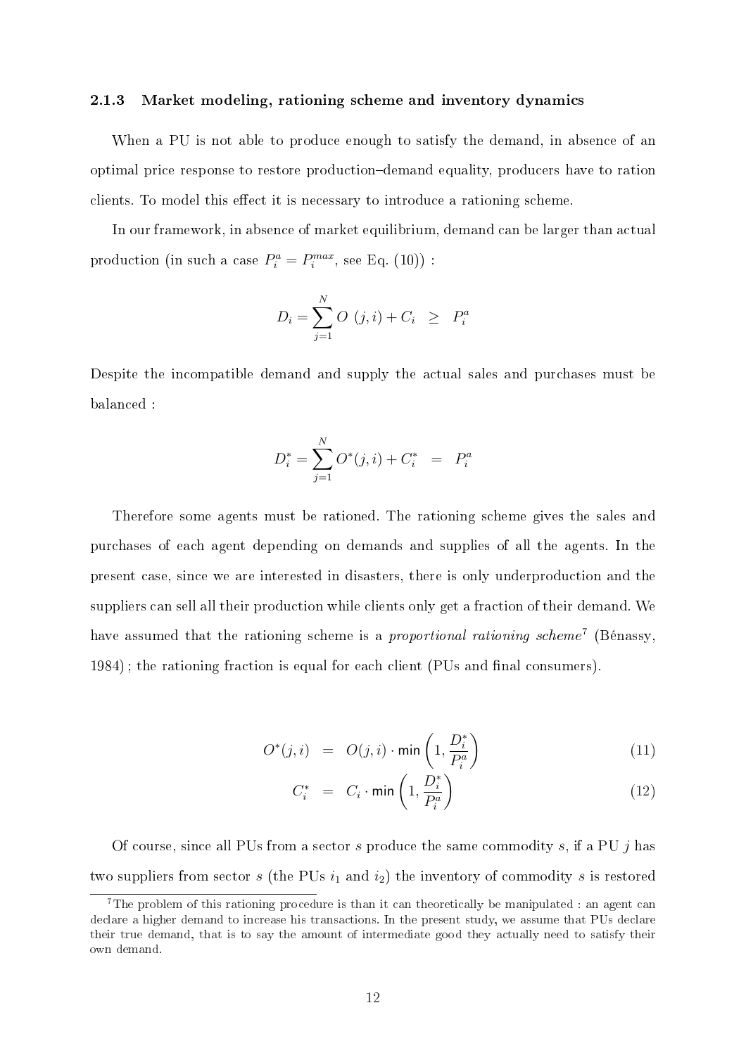### 2.1.3 Market modeling, rationing scheme and inventory dynamics

When a PU is not able to produce enough to satisfy the demand, in absence of an optimal price response to restore production–demand equality, producers have to ration clients. To model this effect it is necessary to introduce a rationing scheme.

In our framework, in absence of market equilibrium, demand can be larger than actual production (in such a case $P_i^a = P_i^{max}$, see Eq. (10)) :

$$D_i = \sum_{j=1}^{N} O\ (j,i) + C_i \quad \geq \quad P_i^a$$

Despite the incompatible demand and supply the actual sales and purchases must be balanced :

$$D_i^* = \sum_{j=1}^{N} O^*(j,i) + C_i^* \quad = \quad P_i^a$$

Therefore some agents must be rationed. The rationing scheme gives the sales and purchases of each agent depending on demands and supplies of all the agents. In the present case, since we are interested in disasters, there is only underproduction and the suppliers can sell all their production while clients only get a fraction of their demand. We have assumed that the rationing scheme is a *proportional rationing scheme*[7] (Bénassy, 1984) ; the rationing fraction is equal for each client (PUs and final consumers).

$$O^*(j,i) \quad = \quad O(j,i) \cdot \min\left(1, \frac{D_i^*}{P_i^a}\right) \tag{11}$$

$$C_i^* \quad = \quad C_i \cdot \min\left(1, \frac{D_i^*}{P_i^a}\right) \tag{12}$$

Of course, since all PUs from a sector $s$ produce the same commodity $s$, if a PU $j$ has two suppliers from sector $s$ (the PUs $i_1$ and $i_2$) the inventory of commodity $s$ is restored

[7] The problem of this rationing procedure is than it can theoretically be manipulated : an agent can declare a higher demand to increase his transactions. In the present study, we assume that PUs declare their true demand, that is to say the amount of intermediate good they actually need to satisfy their own demand.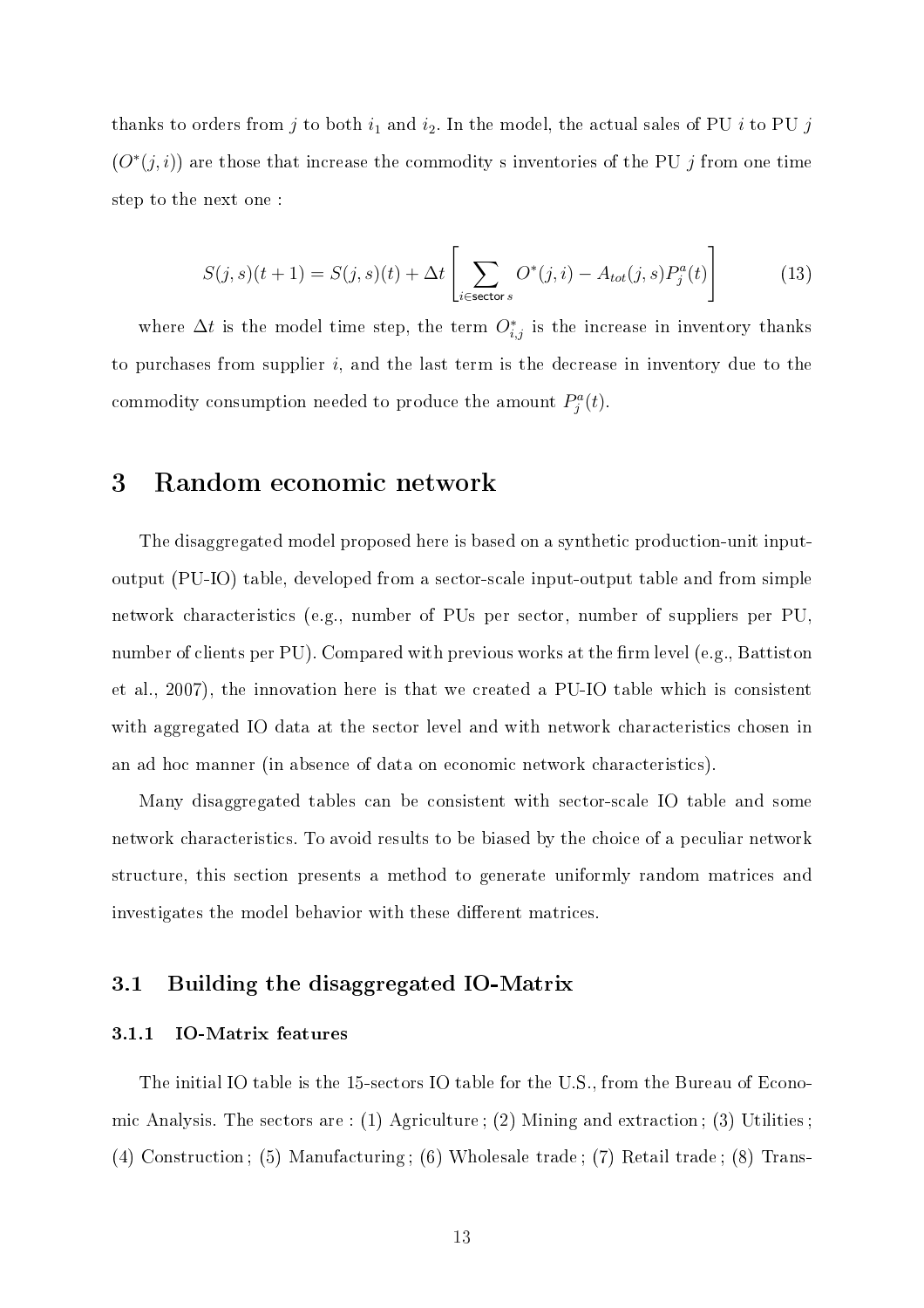thanks to orders from $j$ to both $i_1$ and $i_2$. In the model, the actual sales of PU $i$ to PU $j$ ($O^*(j,i)$) are those that increase the commodity s inventories of the PU $j$ from one time step to the next one :

$$S(j,s)(t+1) = S(j,s)(t) + \Delta t \left[ \sum_{i \in \text{sector } s} O^*(j,i) - A_{tot}(j,s) P^a_j(t) \right] \tag{13}$$

where $\Delta t$ is the model time step, the term $O^*_{i,j}$ is the increase in inventory thanks to purchases from supplier $i$, and the last term is the decrease in inventory due to the commodity consumption needed to produce the amount $P^a_j(t)$.

# 3 Random economic network

The disaggregated model proposed here is based on a synthetic production-unit input-output (PU-IO) table, developed from a sector-scale input-output table and from simple network characteristics (e.g., number of PUs per sector, number of suppliers per PU, number of clients per PU). Compared with previous works at the firm level (e.g., Battiston et al., 2007), the innovation here is that we created a PU-IO table which is consistent with aggregated IO data at the sector level and with network characteristics chosen in an ad hoc manner (in absence of data on economic network characteristics).

Many disaggregated tables can be consistent with sector-scale IO table and some network characteristics. To avoid results to be biased by the choice of a peculiar network structure, this section presents a method to generate uniformly random matrices and investigates the model behavior with these different matrices.

## 3.1 Building the disaggregated IO-Matrix

### 3.1.1 IO-Matrix features

The initial IO table is the 15-sectors IO table for the U.S., from the Bureau of Economic Analysis. The sectors are : (1) Agriculture ; (2) Mining and extraction ; (3) Utilities ; (4) Construction ; (5) Manufacturing ; (6) Wholesale trade ; (7) Retail trade ; (8) Trans-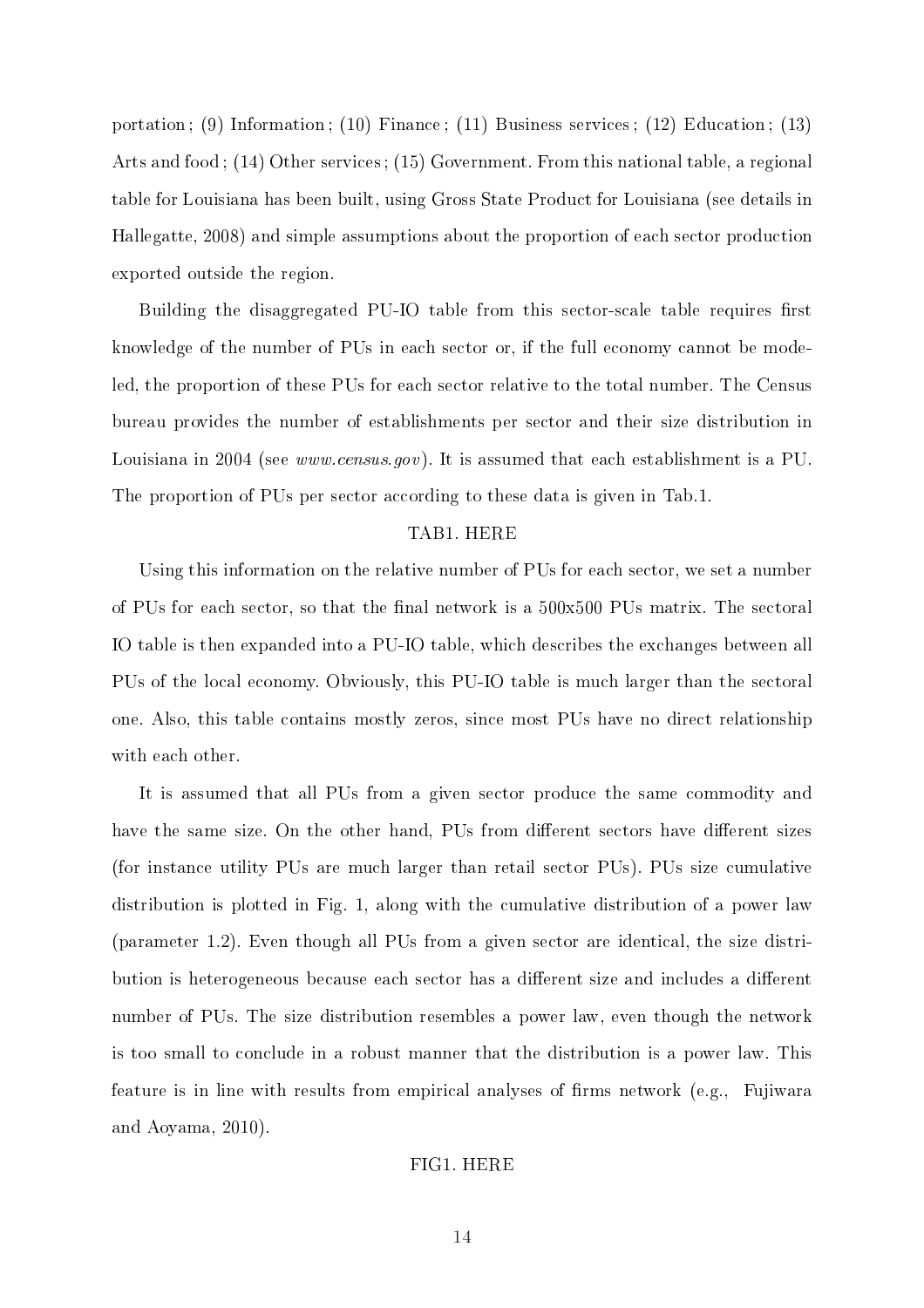portation ; (9) Information ; (10) Finance ; (11) Business services ; (12) Education ; (13) Arts and food ; (14) Other services ; (15) Government. From this national table, a regional table for Louisiana has been built, using Gross State Product for Louisiana (see details in Hallegatte, 2008) and simple assumptions about the proportion of each sector production exported outside the region.

Building the disaggregated PU-IO table from this sector-scale table requires first knowledge of the number of PUs in each sector or, if the full economy cannot be modeled, the proportion of these PUs for each sector relative to the total number. The Census bureau provides the number of establishments per sector and their size distribution in Louisiana in 2004 (see *www.census.gov*). It is assumed that each establishment is a PU. The proportion of PUs per sector according to these data is given in Tab.1.

TAB1. HERE

Using this information on the relative number of PUs for each sector, we set a number of PUs for each sector, so that the final network is a 500x500 PUs matrix. The sectoral IO table is then expanded into a PU-IO table, which describes the exchanges between all PUs of the local economy. Obviously, this PU-IO table is much larger than the sectoral one. Also, this table contains mostly zeros, since most PUs have no direct relationship with each other.

It is assumed that all PUs from a given sector produce the same commodity and have the same size. On the other hand, PUs from different sectors have different sizes (for instance utility PUs are much larger than retail sector PUs). PUs size cumulative distribution is plotted in Fig. 1, along with the cumulative distribution of a power law (parameter 1.2). Even though all PUs from a given sector are identical, the size distribution is heterogeneous because each sector has a different size and includes a different number of PUs. The size distribution resembles a power law, even though the network is too small to conclude in a robust manner that the distribution is a power law. This feature is in line with results from empirical analyses of firms network (e.g., Fujiwara and Aoyama, 2010).

FIG1. HERE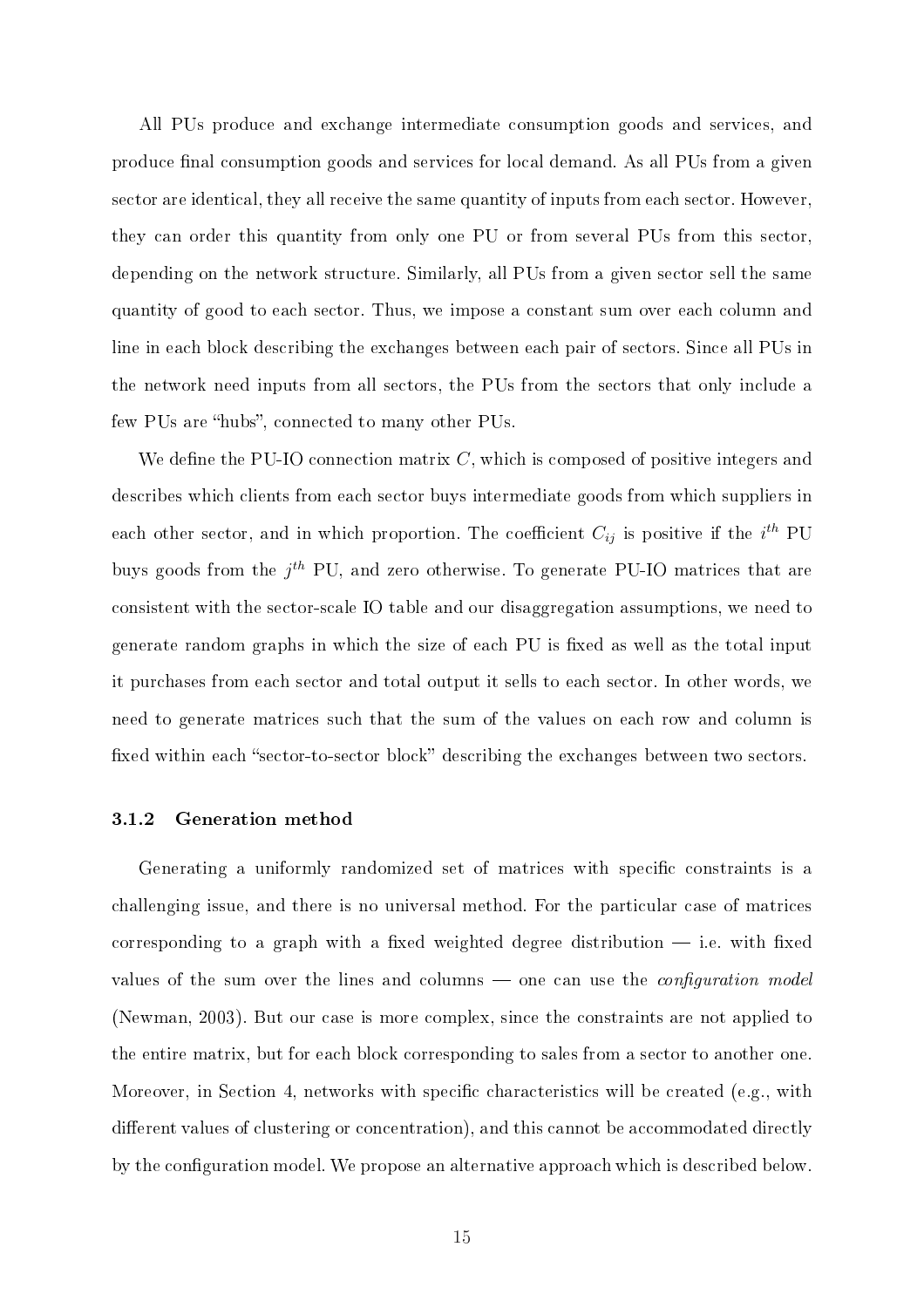All PUs produce and exchange intermediate consumption goods and services, and produce final consumption goods and services for local demand. As all PUs from a given sector are identical, they all receive the same quantity of inputs from each sector. However, they can order this quantity from only one PU or from several PUs from this sector, depending on the network structure. Similarly, all PUs from a given sector sell the same quantity of good to each sector. Thus, we impose a constant sum over each column and line in each block describing the exchanges between each pair of sectors. Since all PUs in the network need inputs from all sectors, the PUs from the sectors that only include a few PUs are "hubs", connected to many other PUs.

We define the PU-IO connection matrix $C$, which is composed of positive integers and describes which clients from each sector buys intermediate goods from which suppliers in each other sector, and in which proportion. The coefficient $C_{ij}$ is positive if the $i^{th}$ PU buys goods from the $j^{th}$ PU, and zero otherwise. To generate PU-IO matrices that are consistent with the sector-scale IO table and our disaggregation assumptions, we need to generate random graphs in which the size of each PU is fixed as well as the total input it purchases from each sector and total output it sells to each sector. In other words, we need to generate matrices such that the sum of the values on each row and column is fixed within each "sector-to-sector block" describing the exchanges between two sectors.

### 3.1.2 Generation method

Generating a uniformly randomized set of matrices with specific constraints is a challenging issue, and there is no universal method. For the particular case of matrices corresponding to a graph with a fixed weighted degree distribution — i.e. with fixed values of the sum over the lines and columns — one can use the *configuration model* (Newman, 2003). But our case is more complex, since the constraints are not applied to the entire matrix, but for each block corresponding to sales from a sector to another one. Moreover, in Section 4, networks with specific characteristics will be created (e.g., with different values of clustering or concentration), and this cannot be accommodated directly by the configuration model. We propose an alternative approach which is described below.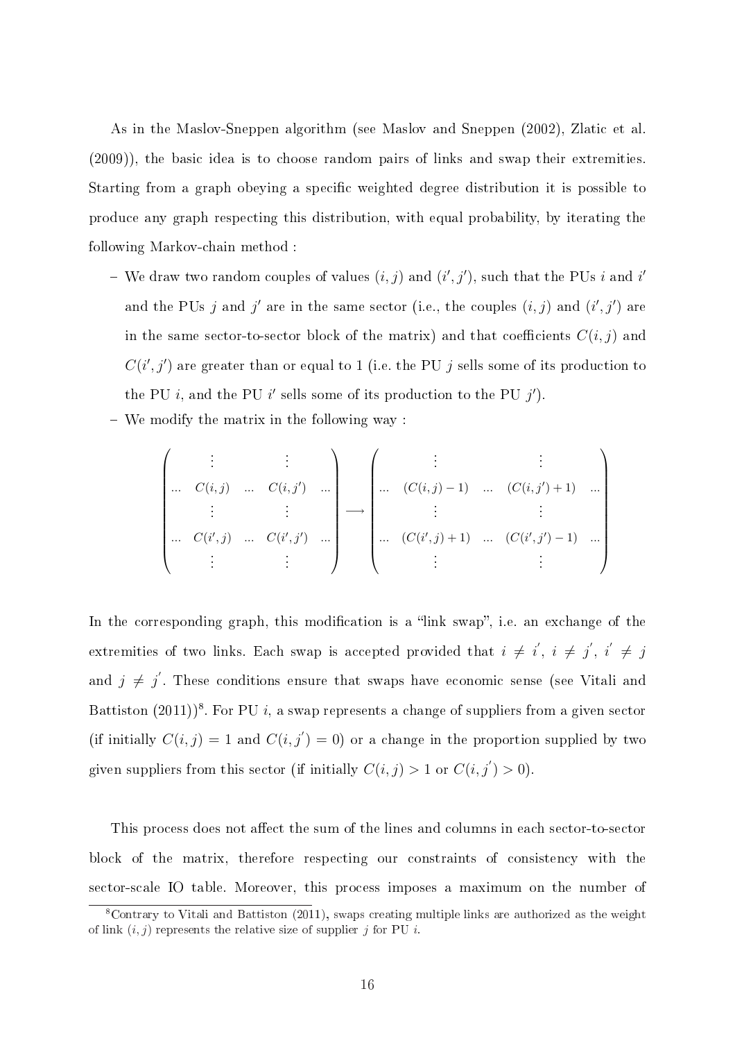As in the Maslov-Sneppen algorithm (see Maslov and Sneppen (2002), Zlatic et al. (2009)), the basic idea is to choose random pairs of links and swap their extremities. Starting from a graph obeying a specific weighted degree distribution it is possible to produce any graph respecting this distribution, with equal probability, by iterating the following Markov-chain method :

- We draw two random couples of values $(i, j)$ and $(i', j')$, such that the PUs $i$ and $i'$ and the PUs $j$ and $j'$ are in the same sector (i.e., the couples $(i, j)$ and $(i', j')$ are in the same sector-to-sector block of the matrix) and that coefficients $C(i, j)$ and $C(i', j')$ are greater than or equal to 1 (i.e. the PU $j$ sells some of its production to the PU $i$, and the PU $i'$ sells some of its production to the PU $j'$).
- We modify the matrix in the following way :

$$\begin{pmatrix} & \vdots & & \vdots & \\ \ldots & C(i,j) & \ldots & C(i,j') & \ldots \\ & \vdots & & \vdots & \\ \ldots & C(i',j) & \ldots & C(i',j') & \ldots \\ & \vdots & & \vdots & \end{pmatrix} \longrightarrow \begin{pmatrix} & \vdots & & \vdots & \\ \ldots & (C(i,j)-1) & \ldots & (C(i,j')+1) & \ldots \\ & \vdots & & \vdots & \\ \ldots & (C(i',j)+1) & \ldots & (C(i',j')-1) & \ldots \\ & \vdots & & \vdots & \end{pmatrix}$$

In the corresponding graph, this modification is a "link swap", i.e. an exchange of the extremities of two links. Each swap is accepted provided that $i \neq i'$, $i \neq j'$, $i' \neq j$ and $j \neq j'$. These conditions ensure that swaps have economic sense (see Vitali and Battiston (2011))[8]. For PU $i$, a swap represents a change of suppliers from a given sector (if initially $C(i, j) = 1$ and $C(i, j') = 0$) or a change in the proportion supplied by two given suppliers from this sector (if initially $C(i, j) > 1$ or $C(i, j') > 0$).

This process does not affect the sum of the lines and columns in each sector-to-sector block of the matrix, therefore respecting our constraints of consistency with the sector-scale IO table. Moreover, this process imposes a maximum on the number of

[8] Contrary to Vitali and Battiston (2011), swaps creating multiple links are authorized as the weight of link $(i, j)$ represents the relative size of supplier $j$ for PU $i$.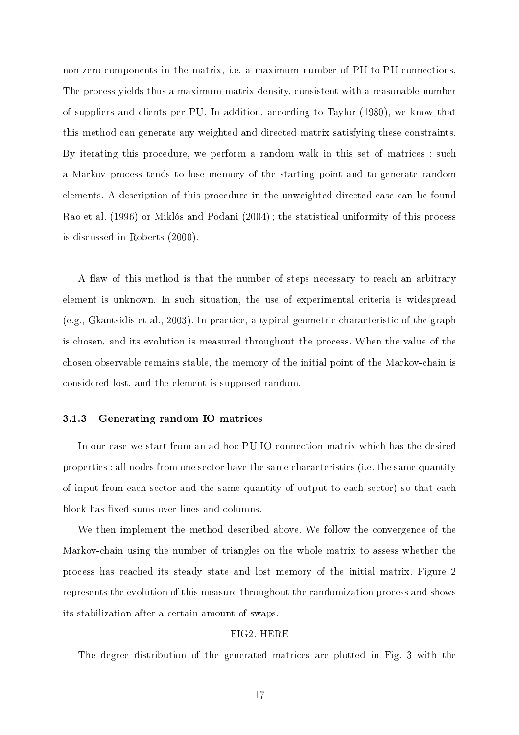non-zero components in the matrix, i.e. a maximum number of PU-to-PU connections. The process yields thus a maximum matrix density, consistent with a reasonable number of suppliers and clients per PU. In addition, according to Taylor (1980), we know that this method can generate any weighted and directed matrix satisfying these constraints. By iterating this procedure, we perform a random walk in this set of matrices : such a Markov process tends to lose memory of the starting point and to generate random elements. A description of this procedure in the unweighted directed case can be found Rao et al. (1996) or Miklós and Podani (2004) ; the statistical uniformity of this process is discussed in Roberts (2000).

A flaw of this method is that the number of steps necessary to reach an arbitrary element is unknown. In such situation, the use of experimental criteria is widespread (e.g., Gkantsidis et al., 2003). In practice, a typical geometric characteristic of the graph is chosen, and its evolution is measured throughout the process. When the value of the chosen observable remains stable, the memory of the initial point of the Markov-chain is considered lost, and the element is supposed random.

### 3.1.3 Generating random IO matrices

In our case we start from an ad hoc PU-IO connection matrix which has the desired properties : all nodes from one sector have the same characteristics (i.e. the same quantity of input from each sector and the same quantity of output to each sector) so that each block has fixed sums over lines and columns.

We then implement the method described above. We follow the convergence of the Markov-chain using the number of triangles on the whole matrix to assess whether the process has reached its steady state and lost memory of the initial matrix. Figure 2 represents the evolution of this measure throughout the randomization process and shows its stabilization after a certain amount of swaps.

FIG2. HERE

The degree distribution of the generated matrices are plotted in Fig. 3 with the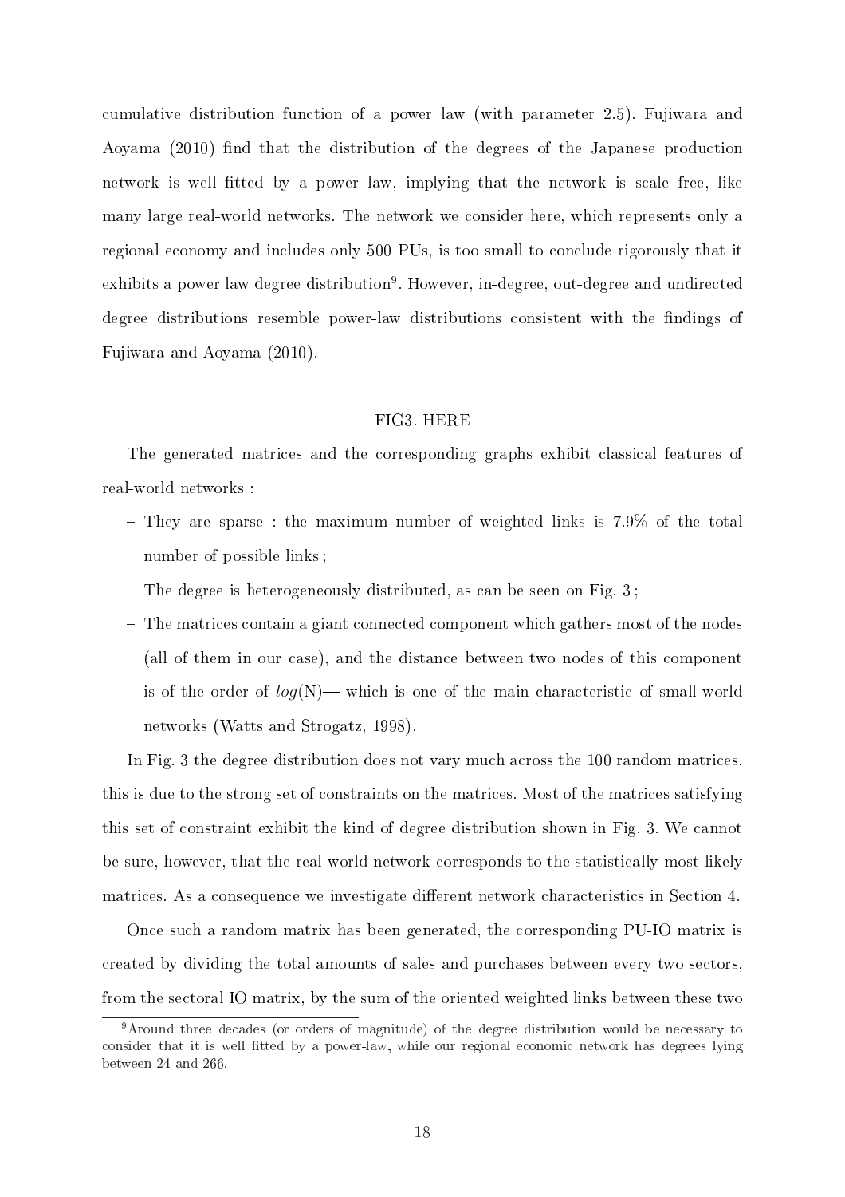cumulative distribution function of a power law (with parameter 2.5). Fujiwara and Aoyama (2010) find that the distribution of the degrees of the Japanese production network is well fitted by a power law, implying that the network is scale free, like many large real-world networks. The network we consider here, which represents only a regional economy and includes only 500 PUs, is too small to conclude rigorously that it exhibits a power law degree distribution[9]. However, in-degree, out-degree and undirected degree distributions resemble power-law distributions consistent with the findings of Fujiwara and Aoyama (2010).

FIG3. HERE

The generated matrices and the corresponding graphs exhibit classical features of real-world networks :

- They are sparse : the maximum number of weighted links is 7.9% of the total number of possible links ;
- The degree is heterogeneously distributed, as can be seen on Fig. 3 ;
- The matrices contain a giant connected component which gathers most of the nodes (all of them in our case), and the distance between two nodes of this component is of the order of $log(\mathrm{N})$— which is one of the main characteristic of small-world networks (Watts and Strogatz, 1998).

In Fig. 3 the degree distribution does not vary much across the 100 random matrices, this is due to the strong set of constraints on the matrices. Most of the matrices satisfying this set of constraint exhibit the kind of degree distribution shown in Fig. 3. We cannot be sure, however, that the real-world network corresponds to the statistically most likely matrices. As a consequence we investigate different network characteristics in Section 4.

Once such a random matrix has been generated, the corresponding PU-IO matrix is created by dividing the total amounts of sales and purchases between every two sectors, from the sectoral IO matrix, by the sum of the oriented weighted links between these two

[9] Around three decades (or orders of magnitude) of the degree distribution would be necessary to consider that it is well fitted by a power-law, while our regional economic network has degrees lying between 24 and 266.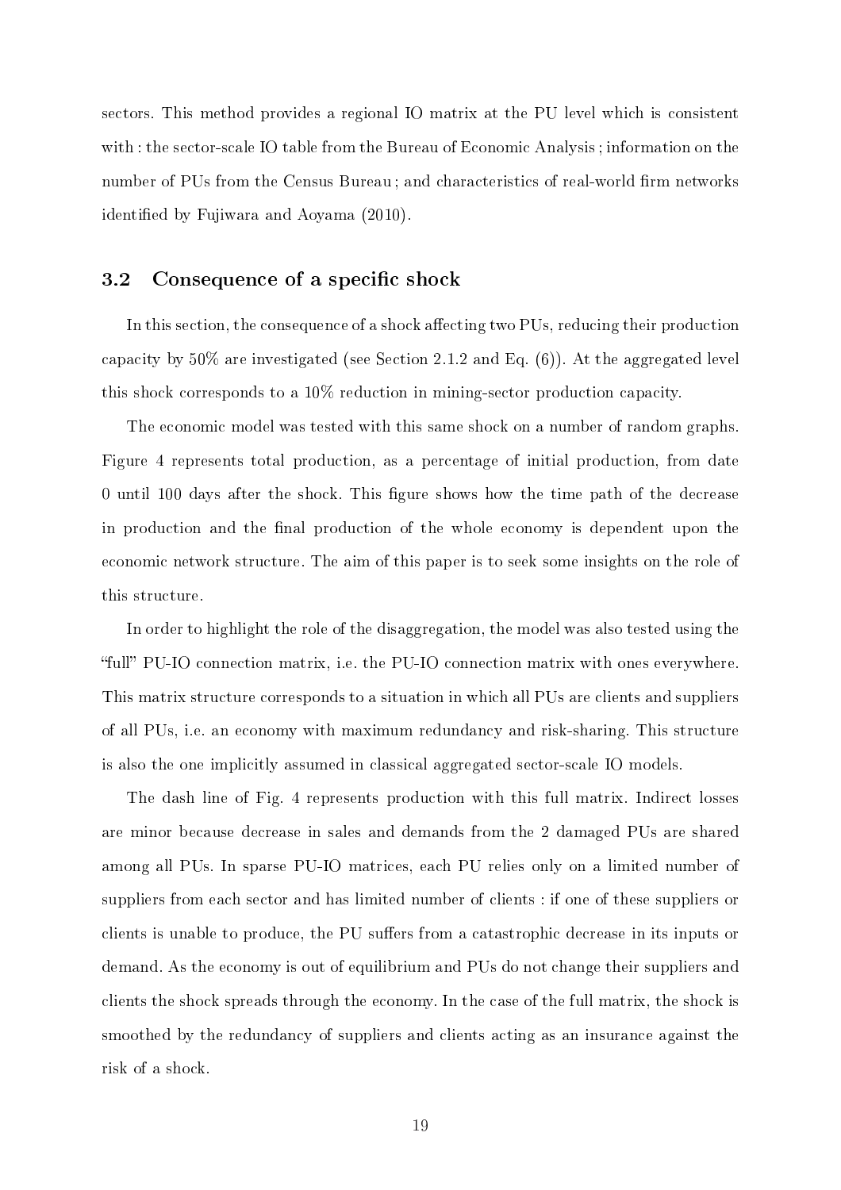sectors. This method provides a regional IO matrix at the PU level which is consistent with : the sector-scale IO table from the Bureau of Economic Analysis ; information on the number of PUs from the Census Bureau ; and characteristics of real-world firm networks identified by Fujiwara and Aoyama (2010).

### 3.2 Consequence of a specific shock

In this section, the consequence of a shock affecting two PUs, reducing their production capacity by 50% are investigated (see Section 2.1.2 and Eq. (6)). At the aggregated level this shock corresponds to a 10% reduction in mining-sector production capacity.

The economic model was tested with this same shock on a number of random graphs. Figure 4 represents total production, as a percentage of initial production, from date 0 until 100 days after the shock. This figure shows how the time path of the decrease in production and the final production of the whole economy is dependent upon the economic network structure. The aim of this paper is to seek some insights on the role of this structure.

In order to highlight the role of the disaggregation, the model was also tested using the "full" PU-IO connection matrix, i.e. the PU-IO connection matrix with ones everywhere. This matrix structure corresponds to a situation in which all PUs are clients and suppliers of all PUs, i.e. an economy with maximum redundancy and risk-sharing. This structure is also the one implicitly assumed in classical aggregated sector-scale IO models.

The dash line of Fig. 4 represents production with this full matrix. Indirect losses are minor because decrease in sales and demands from the 2 damaged PUs are shared among all PUs. In sparse PU-IO matrices, each PU relies only on a limited number of suppliers from each sector and has limited number of clients : if one of these suppliers or clients is unable to produce, the PU suffers from a catastrophic decrease in its inputs or demand. As the economy is out of equilibrium and PUs do not change their suppliers and clients the shock spreads through the economy. In the case of the full matrix, the shock is smoothed by the redundancy of suppliers and clients acting as an insurance against the risk of a shock.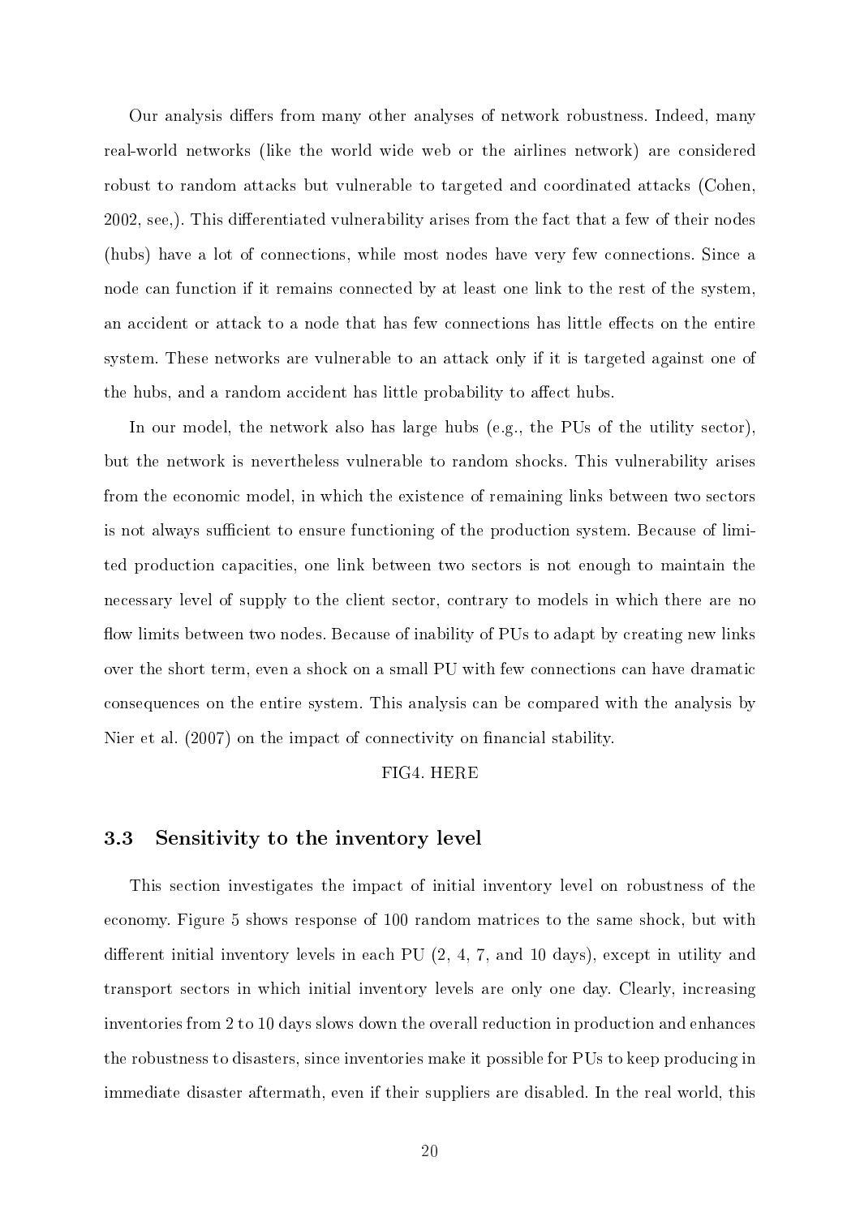Our analysis differs from many other analyses of network robustness. Indeed, many real-world networks (like the world wide web or the airlines network) are considered robust to random attacks but vulnerable to targeted and coordinated attacks (Cohen, 2002, see,). This differentiated vulnerability arises from the fact that a few of their nodes (hubs) have a lot of connections, while most nodes have very few connections. Since a node can function if it remains connected by at least one link to the rest of the system, an accident or attack to a node that has few connections has little effects on the entire system. These networks are vulnerable to an attack only if it is targeted against one of the hubs, and a random accident has little probability to affect hubs.

In our model, the network also has large hubs (e.g., the PUs of the utility sector), but the network is nevertheless vulnerable to random shocks. This vulnerability arises from the economic model, in which the existence of remaining links between two sectors is not always sufficient to ensure functioning of the production system. Because of limited production capacities, one link between two sectors is not enough to maintain the necessary level of supply to the client sector, contrary to models in which there are no flow limits between two nodes. Because of inability of PUs to adapt by creating new links over the short term, even a shock on a small PU with few connections can have dramatic consequences on the entire system. This analysis can be compared with the analysis by Nier et al. (2007) on the impact of connectivity on financial stability.

FIG4. HERE

### 3.3 Sensitivity to the inventory level

This section investigates the impact of initial inventory level on robustness of the economy. Figure 5 shows response of 100 random matrices to the same shock, but with different initial inventory levels in each PU (2, 4, 7, and 10 days), except in utility and transport sectors in which initial inventory levels are only one day. Clearly, increasing inventories from 2 to 10 days slows down the overall reduction in production and enhances the robustness to disasters, since inventories make it possible for PUs to keep producing in immediate disaster aftermath, even if their suppliers are disabled. In the real world, this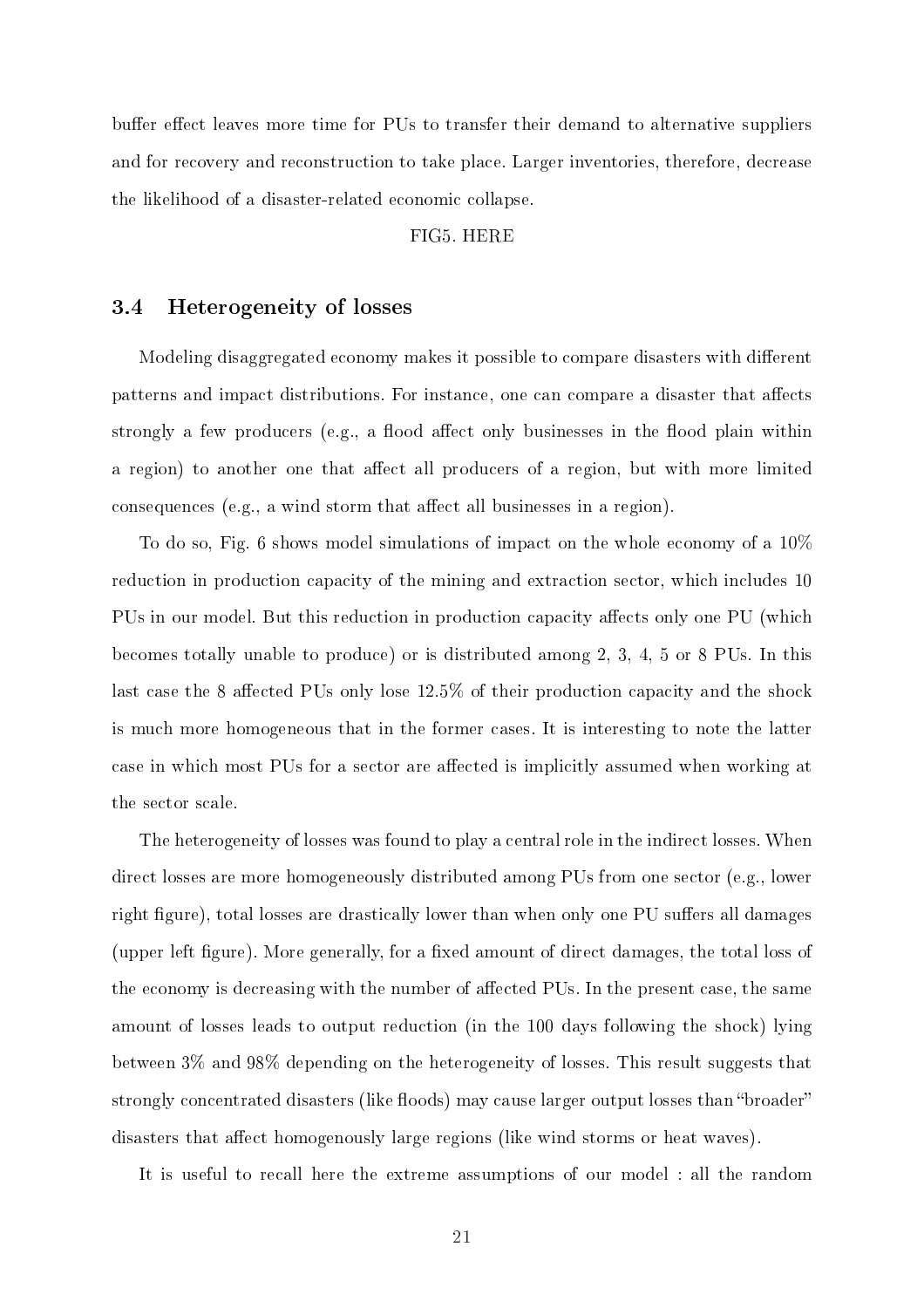buffer effect leaves more time for PUs to transfer their demand to alternative suppliers and for recovery and reconstruction to take place. Larger inventories, therefore, decrease the likelihood of a disaster-related economic collapse.

FIG5. HERE

### 3.4 Heterogeneity of losses

Modeling disaggregated economy makes it possible to compare disasters with different patterns and impact distributions. For instance, one can compare a disaster that affects strongly a few producers (e.g., a flood affect only businesses in the flood plain within a region) to another one that affect all producers of a region, but with more limited consequences (e.g., a wind storm that affect all businesses in a region).

To do so, Fig. 6 shows model simulations of impact on the whole economy of a 10% reduction in production capacity of the mining and extraction sector, which includes 10 PUs in our model. But this reduction in production capacity affects only one PU (which becomes totally unable to produce) or is distributed among 2, 3, 4, 5 or 8 PUs. In this last case the 8 affected PUs only lose 12.5% of their production capacity and the shock is much more homogeneous that in the former cases. It is interesting to note the latter case in which most PUs for a sector are affected is implicitly assumed when working at the sector scale.

The heterogeneity of losses was found to play a central role in the indirect losses. When direct losses are more homogeneously distributed among PUs from one sector (e.g., lower right figure), total losses are drastically lower than when only one PU suffers all damages (upper left figure). More generally, for a fixed amount of direct damages, the total loss of the economy is decreasing with the number of affected PUs. In the present case, the same amount of losses leads to output reduction (in the 100 days following the shock) lying between 3% and 98% depending on the heterogeneity of losses. This result suggests that strongly concentrated disasters (like floods) may cause larger output losses than "broader" disasters that affect homogenously large regions (like wind storms or heat waves).

It is useful to recall here the extreme assumptions of our model : all the random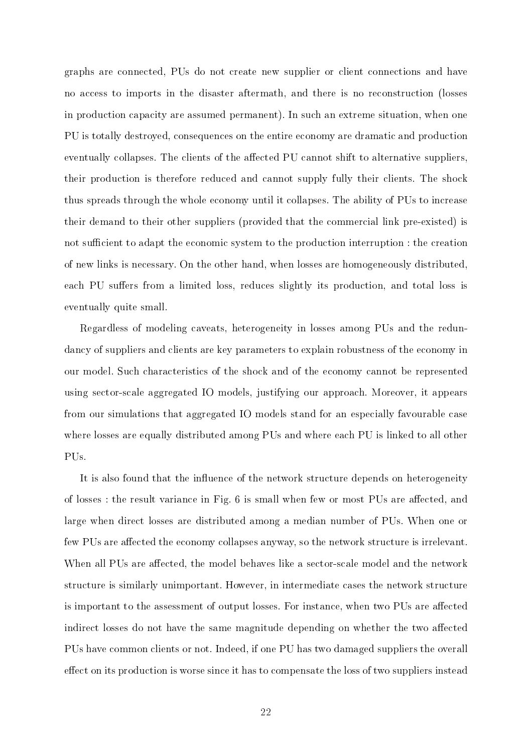graphs are connected, PUs do not create new supplier or client connections and have no access to imports in the disaster aftermath, and there is no reconstruction (losses in production capacity are assumed permanent). In such an extreme situation, when one PU is totally destroyed, consequences on the entire economy are dramatic and production eventually collapses. The clients of the affected PU cannot shift to alternative suppliers, their production is therefore reduced and cannot supply fully their clients. The shock thus spreads through the whole economy until it collapses. The ability of PUs to increase their demand to their other suppliers (provided that the commercial link pre-existed) is not sufficient to adapt the economic system to the production interruption : the creation of new links is necessary. On the other hand, when losses are homogeneously distributed, each PU suffers from a limited loss, reduces slightly its production, and total loss is eventually quite small.

Regardless of modeling caveats, heterogeneity in losses among PUs and the redundancy of suppliers and clients are key parameters to explain robustness of the economy in our model. Such characteristics of the shock and of the economy cannot be represented using sector-scale aggregated IO models, justifying our approach. Moreover, it appears from our simulations that aggregated IO models stand for an especially favourable case where losses are equally distributed among PUs and where each PU is linked to all other PUs.

It is also found that the influence of the network structure depends on heterogeneity of losses : the result variance in Fig. 6 is small when few or most PUs are affected, and large when direct losses are distributed among a median number of PUs. When one or few PUs are affected the economy collapses anyway, so the network structure is irrelevant. When all PUs are affected, the model behaves like a sector-scale model and the network structure is similarly unimportant. However, in intermediate cases the network structure is important to the assessment of output losses. For instance, when two PUs are affected indirect losses do not have the same magnitude depending on whether the two affected PUs have common clients or not. Indeed, if one PU has two damaged suppliers the overall effect on its production is worse since it has to compensate the loss of two suppliers instead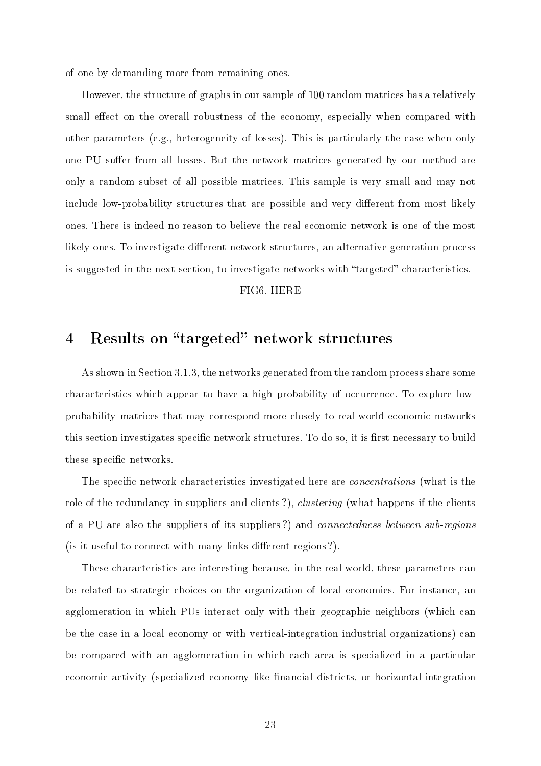of one by demanding more from remaining ones.

However, the structure of graphs in our sample of 100 random matrices has a relatively small effect on the overall robustness of the economy, especially when compared with other parameters (e.g., heterogeneity of losses). This is particularly the case when only one PU suffer from all losses. But the network matrices generated by our method are only a random subset of all possible matrices. This sample is very small and may not include low-probability structures that are possible and very different from most likely ones. There is indeed no reason to believe the real economic network is one of the most likely ones. To investigate different network structures, an alternative generation process is suggested in the next section, to investigate networks with "targeted" characteristics.

FIG6. HERE

# 4 Results on "targeted" network structures

As shown in Section 3.1.3, the networks generated from the random process share some characteristics which appear to have a high probability of occurrence. To explore low-probability matrices that may correspond more closely to real-world economic networks this section investigates specific network structures. To do so, it is first necessary to build these specific networks.

The specific network characteristics investigated here are *concentrations* (what is the role of the redundancy in suppliers and clients ?), *clustering* (what happens if the clients of a PU are also the suppliers of its suppliers ?) and *connectedness between sub-regions* (is it useful to connect with many links different regions ?).

These characteristics are interesting because, in the real world, these parameters can be related to strategic choices on the organization of local economies. For instance, an agglomeration in which PUs interact only with their geographic neighbors (which can be the case in a local economy or with vertical-integration industrial organizations) can be compared with an agglomeration in which each area is specialized in a particular economic activity (specialized economy like financial districts, or horizontal-integration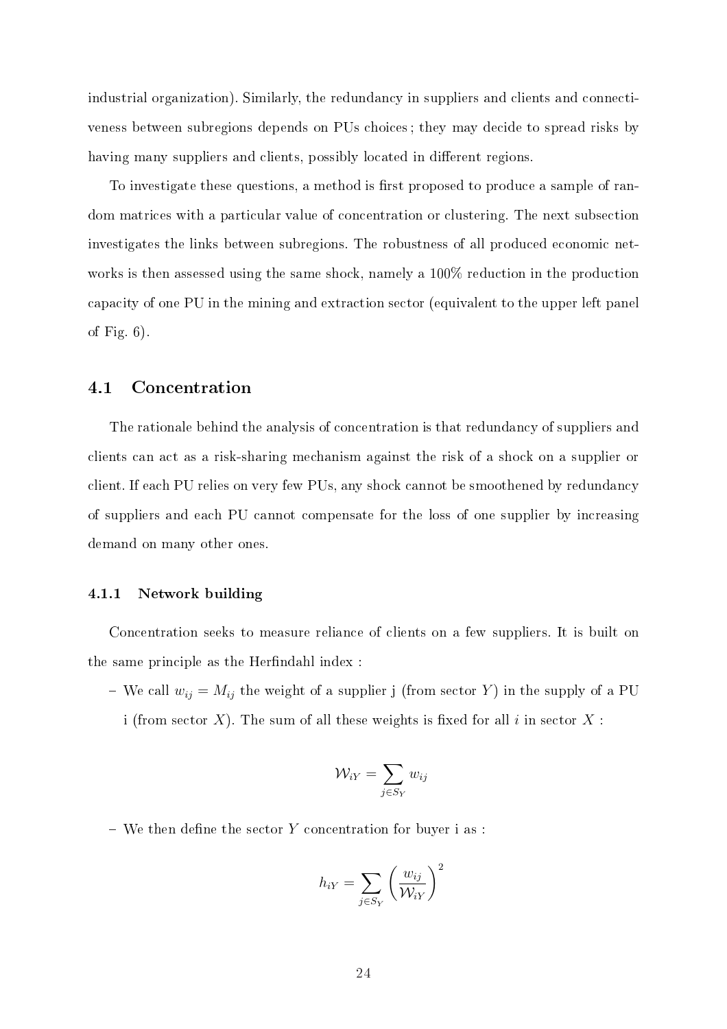industrial organization). Similarly, the redundancy in suppliers and clients and connectiveness between subregions depends on PUs choices ; they may decide to spread risks by having many suppliers and clients, possibly located in different regions.

To investigate these questions, a method is first proposed to produce a sample of random matrices with a particular value of concentration or clustering. The next subsection investigates the links between subregions. The robustness of all produced economic networks is then assessed using the same shock, namely a 100% reduction in the production capacity of one PU in the mining and extraction sector (equivalent to the upper left panel of Fig. 6).

## 4.1 Concentration

The rationale behind the analysis of concentration is that redundancy of suppliers and clients can act as a risk-sharing mechanism against the risk of a shock on a supplier or client. If each PU relies on very few PUs, any shock cannot be smoothened by redundancy of suppliers and each PU cannot compensate for the loss of one supplier by increasing demand on many other ones.

### 4.1.1 Network building

Concentration seeks to measure reliance of clients on a few suppliers. It is built on the same principle as the Herfindahl index :

- We call $w_{ij} = M_{ij}$ the weight of a supplier j (from sector $Y$) in the supply of a PU i (from sector $X$). The sum of all these weights is fixed for all $i$ in sector $X$ :

$$\mathcal{W}_{iY} = \sum_{j \in S_Y} w_{ij}$$

- We then define the sector $Y$ concentration for buyer i as :

$$h_{iY} = \sum_{j \in S_Y} \left( \frac{w_{ij}}{\mathcal{W}_{iY}} \right)^2$$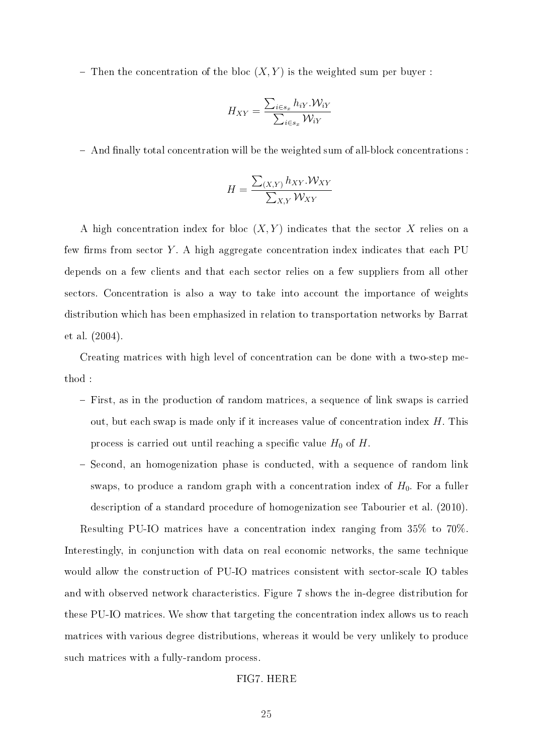– Then the concentration of the bloc $(X, Y)$ is the weighted sum per buyer :

$$H_{XY} = \frac{\sum_{i \in s_x} h_{iY}.\mathcal{W}_{iY}}{\sum_{i \in s_x} \mathcal{W}_{iY}}$$

– And finally total concentration will be the weighted sum of all-block concentrations :

$$H = \frac{\sum_{(X,Y)} h_{XY}.\mathcal{W}_{XY}}{\sum_{X,Y} \mathcal{W}_{XY}}$$

A high concentration index for bloc $(X, Y)$ indicates that the sector $X$ relies on a few firms from sector $Y$. A high aggregate concentration index indicates that each PU depends on a few clients and that each sector relies on a few suppliers from all other sectors. Concentration is also a way to take into account the importance of weights distribution which has been emphasized in relation to transportation networks by Barrat et al. (2004).

Creating matrices with high level of concentration can be done with a two-step method :

– First, as in the production of random matrices, a sequence of link swaps is carried out, but each swap is made only if it increases value of concentration index $H$. This process is carried out until reaching a specific value $H_0$ of $H$.

– Second, an homogenization phase is conducted, with a sequence of random link swaps, to produce a random graph with a concentration index of $H_0$. For a fuller description of a standard procedure of homogenization see Tabourier et al. (2010).

Resulting PU-IO matrices have a concentration index ranging from 35% to 70%. Interestingly, in conjunction with data on real economic networks, the same technique would allow the construction of PU-IO matrices consistent with sector-scale IO tables and with observed network characteristics. Figure 7 shows the in-degree distribution for these PU-IO matrices. We show that targeting the concentration index allows us to reach matrices with various degree distributions, whereas it would be very unlikely to produce such matrices with a fully-random process.

FIG7. HERE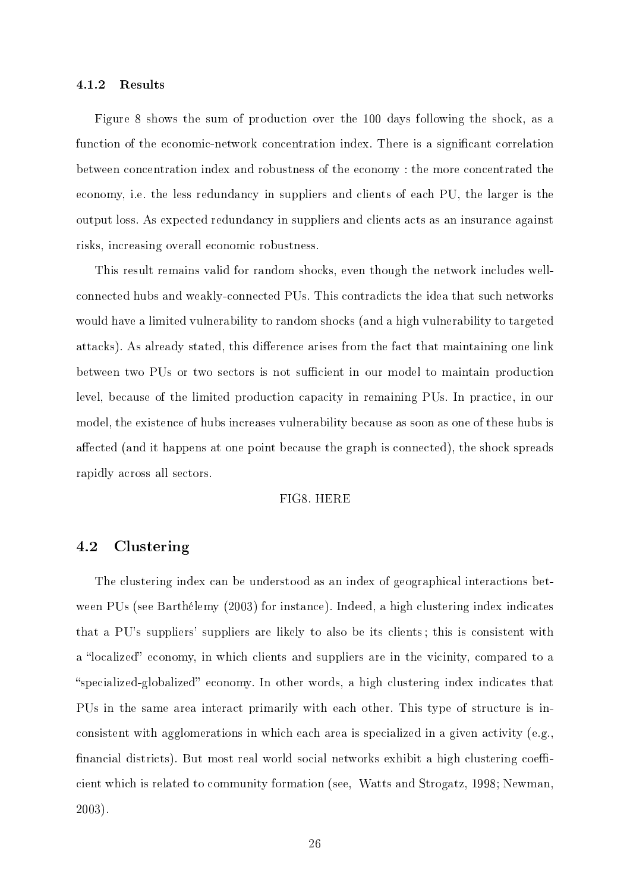#### 4.1.2 Results

Figure 8 shows the sum of production over the 100 days following the shock, as a function of the economic-network concentration index. There is a significant correlation between concentration index and robustness of the economy : the more concentrated the economy, i.e. the less redundancy in suppliers and clients of each PU, the larger is the output loss. As expected redundancy in suppliers and clients acts as an insurance against risks, increasing overall economic robustness.

This result remains valid for random shocks, even though the network includes well-connected hubs and weakly-connected PUs. This contradicts the idea that such networks would have a limited vulnerability to random shocks (and a high vulnerability to targeted attacks). As already stated, this difference arises from the fact that maintaining one link between two PUs or two sectors is not sufficient in our model to maintain production level, because of the limited production capacity in remaining PUs. In practice, in our model, the existence of hubs increases vulnerability because as soon as one of these hubs is affected (and it happens at one point because the graph is connected), the shock spreads rapidly across all sectors.

FIG8. HERE

## 4.2 Clustering

The clustering index can be understood as an index of geographical interactions between PUs (see Barthélemy (2003) for instance). Indeed, a high clustering index indicates that a PU's suppliers' suppliers are likely to also be its clients ; this is consistent with a "localized" economy, in which clients and suppliers are in the vicinity, compared to a "specialized-globalized" economy. In other words, a high clustering index indicates that PUs in the same area interact primarily with each other. This type of structure is inconsistent with agglomerations in which each area is specialized in a given activity (e.g., financial districts). But most real world social networks exhibit a high clustering coefficient which is related to community formation (see, Watts and Strogatz, 1998; Newman, 2003).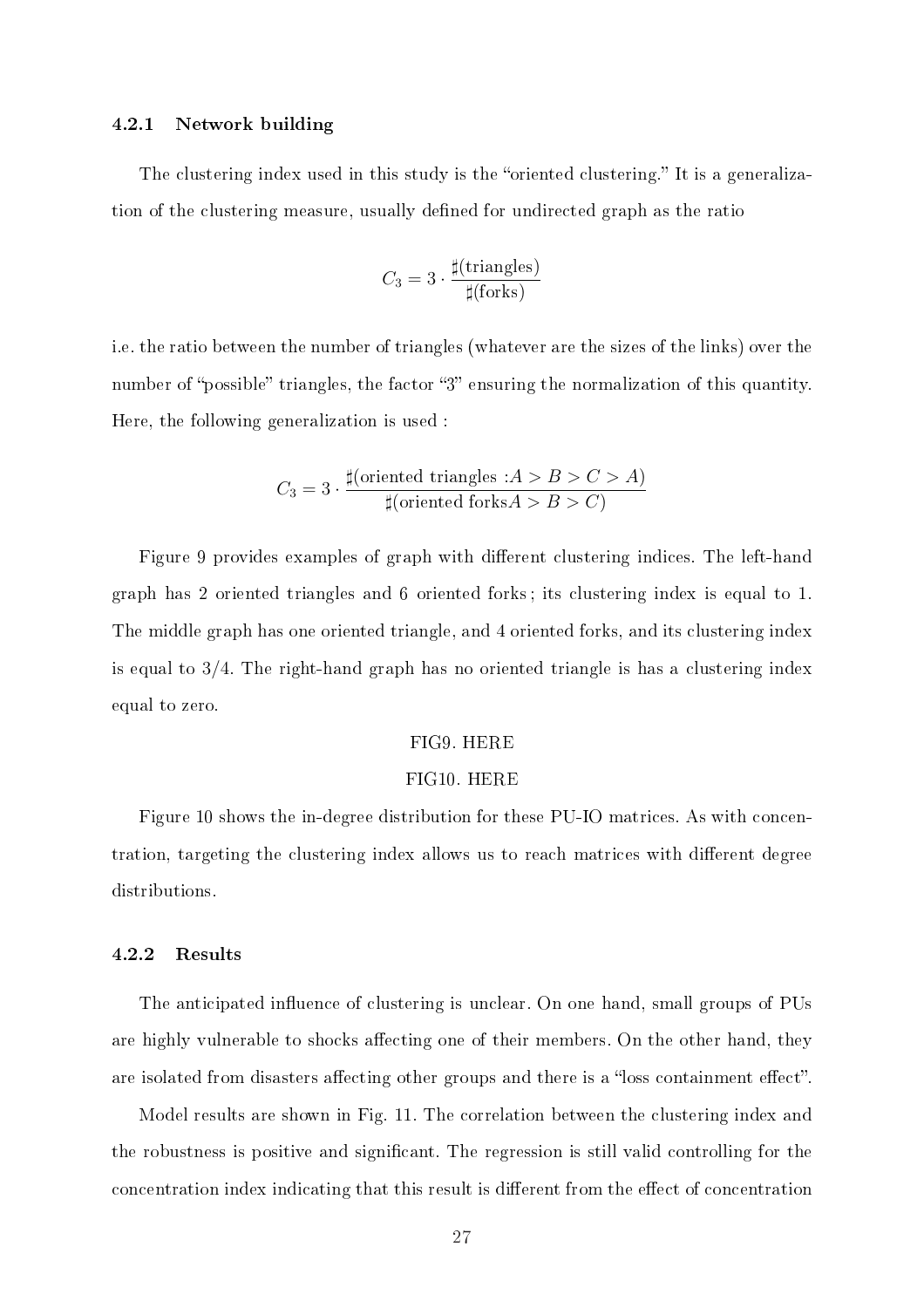### 4.2.1 Network building

The clustering index used in this study is the "oriented clustering." It is a generalization of the clustering measure, usually defined for undirected graph as the ratio

$$C_3 = 3 \cdot \frac{\sharp(\text{triangles})}{\sharp(\text{forks})}$$

i.e. the ratio between the number of triangles (whatever are the sizes of the links) over the number of "possible" triangles, the factor "3" ensuring the normalization of this quantity. Here, the following generalization is used :

$$C_3 = 3 \cdot \frac{\sharp(\text{oriented triangles} : A > B > C > A)}{\sharp(\text{oriented forks} A > B > C)}$$

Figure 9 provides examples of graph with different clustering indices. The left-hand graph has 2 oriented triangles and 6 oriented forks ; its clustering index is equal to 1. The middle graph has one oriented triangle, and 4 oriented forks, and its clustering index is equal to 3/4. The right-hand graph has no oriented triangle is has a clustering index equal to zero.

FIG9. HERE

FIG10. HERE

Figure 10 shows the in-degree distribution for these PU-IO matrices. As with concentration, targeting the clustering index allows us to reach matrices with different degree distributions.

### 4.2.2 Results

The anticipated influence of clustering is unclear. On one hand, small groups of PUs are highly vulnerable to shocks affecting one of their members. On the other hand, they are isolated from disasters affecting other groups and there is a "loss containment effect".

Model results are shown in Fig. 11. The correlation between the clustering index and the robustness is positive and significant. The regression is still valid controlling for the concentration index indicating that this result is different from the effect of concentration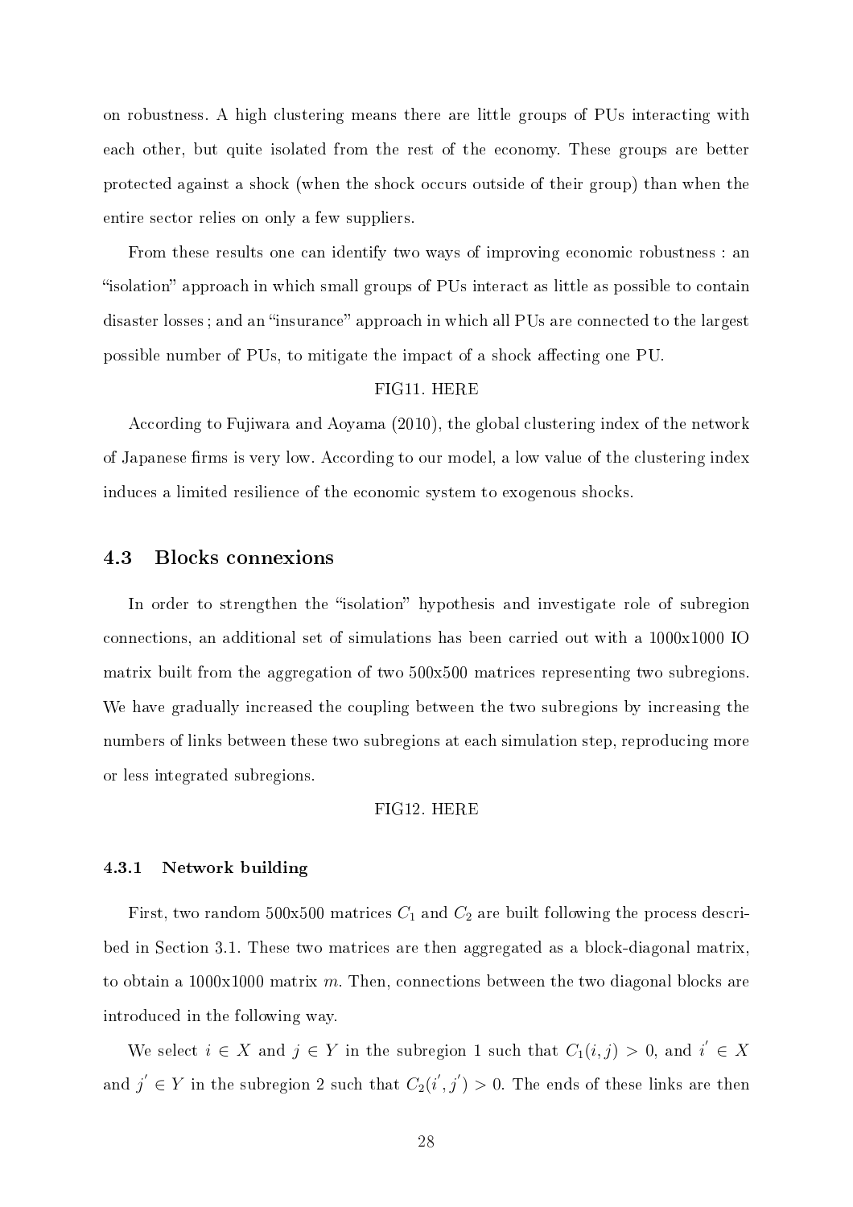on robustness. A high clustering means there are little groups of PUs interacting with each other, but quite isolated from the rest of the economy. These groups are better protected against a shock (when the shock occurs outside of their group) than when the entire sector relies on only a few suppliers.

From these results one can identify two ways of improving economic robustness : an "isolation" approach in which small groups of PUs interact as little as possible to contain disaster losses ; and an "insurance" approach in which all PUs are connected to the largest possible number of PUs, to mitigate the impact of a shock affecting one PU.

FIG11. HERE

According to Fujiwara and Aoyama (2010), the global clustering index of the network of Japanese firms is very low. According to our model, a low value of the clustering index induces a limited resilience of the economic system to exogenous shocks.

## 4.3 Blocks connexions

In order to strengthen the "isolation" hypothesis and investigate role of subregion connections, an additional set of simulations has been carried out with a 1000x1000 IO matrix built from the aggregation of two 500x500 matrices representing two subregions. We have gradually increased the coupling between the two subregions by increasing the numbers of links between these two subregions at each simulation step, reproducing more or less integrated subregions.

FIG12. HERE

### 4.3.1 Network building

First, two random 500x500 matrices $C_1$ and $C_2$ are built following the process described in Section 3.1. These two matrices are then aggregated as a block-diagonal matrix, to obtain a 1000x1000 matrix $m$. Then, connections between the two diagonal blocks are introduced in the following way.

We select $i \in X$ and $j \in Y$ in the subregion 1 such that $C_1(i,j) > 0$, and $i^{'} \in X$ and $j^{'} \in Y$ in the subregion 2 such that $C_2(i^{'},j^{'}) > 0$. The ends of these links are then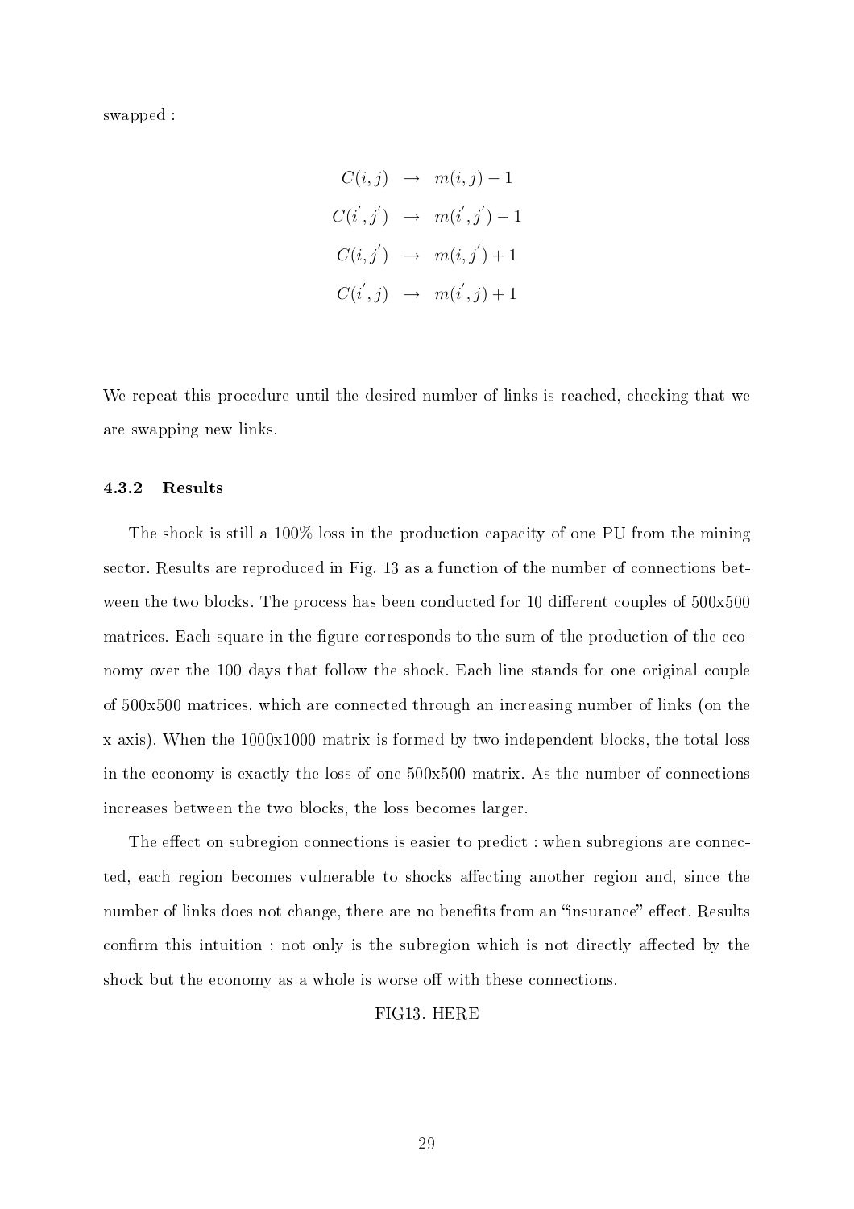swapped :

$$
\begin{aligned}
C(i,j) &\rightarrow m(i,j) - 1 \\
C(i^{'},j^{'}) &\rightarrow m(i^{'},j^{'}) - 1 \\
C(i,j^{'}) &\rightarrow m(i,j^{'}) + 1 \\
C(i^{'},j) &\rightarrow m(i^{'},j) + 1
\end{aligned}
$$

We repeat this procedure until the desired number of links is reached, checking that we are swapping new links.

### 4.3.2 Results

The shock is still a 100% loss in the production capacity of one PU from the mining sector. Results are reproduced in Fig. 13 as a function of the number of connections between the two blocks. The process has been conducted for 10 different couples of 500x500 matrices. Each square in the figure corresponds to the sum of the production of the economy over the 100 days that follow the shock. Each line stands for one original couple of 500x500 matrices, which are connected through an increasing number of links (on the x axis). When the 1000x1000 matrix is formed by two independent blocks, the total loss in the economy is exactly the loss of one 500x500 matrix. As the number of connections increases between the two blocks, the loss becomes larger.

The effect on subregion connections is easier to predict : when subregions are connected, each region becomes vulnerable to shocks affecting another region and, since the number of links does not change, there are no benefits from an "insurance" effect. Results confirm this intuition : not only is the subregion which is not directly affected by the shock but the economy as a whole is worse off with these connections.

FIG13. HERE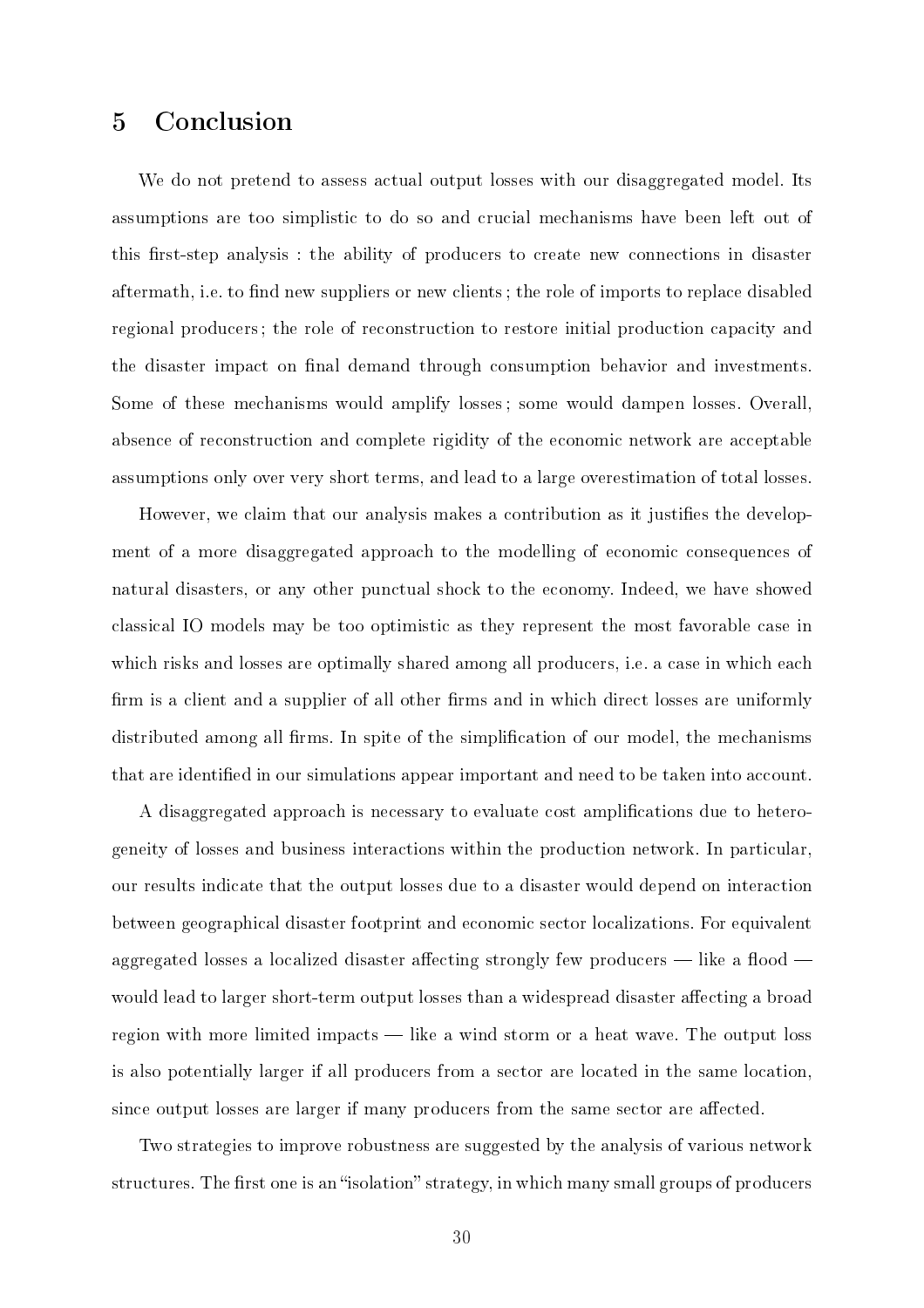## 5 Conclusion

We do not pretend to assess actual output losses with our disaggregated model. Its assumptions are too simplistic to do so and crucial mechanisms have been left out of this first-step analysis : the ability of producers to create new connections in disaster aftermath, i.e. to find new suppliers or new clients ; the role of imports to replace disabled regional producers ; the role of reconstruction to restore initial production capacity and the disaster impact on final demand through consumption behavior and investments. Some of these mechanisms would amplify losses ; some would dampen losses. Overall, absence of reconstruction and complete rigidity of the economic network are acceptable assumptions only over very short terms, and lead to a large overestimation of total losses.

However, we claim that our analysis makes a contribution as it justifies the development of a more disaggregated approach to the modelling of economic consequences of natural disasters, or any other punctual shock to the economy. Indeed, we have showed classical IO models may be too optimistic as they represent the most favorable case in which risks and losses are optimally shared among all producers, i.e. a case in which each firm is a client and a supplier of all other firms and in which direct losses are uniformly distributed among all firms. In spite of the simplification of our model, the mechanisms that are identified in our simulations appear important and need to be taken into account.

A disaggregated approach is necessary to evaluate cost amplifications due to heterogeneity of losses and business interactions within the production network. In particular, our results indicate that the output losses due to a disaster would depend on interaction between geographical disaster footprint and economic sector localizations. For equivalent aggregated losses a localized disaster affecting strongly few producers — like a flood — would lead to larger short-term output losses than a widespread disaster affecting a broad region with more limited impacts — like a wind storm or a heat wave. The output loss is also potentially larger if all producers from a sector are located in the same location, since output losses are larger if many producers from the same sector are affected.

Two strategies to improve robustness are suggested by the analysis of various network structures. The first one is an "isolation" strategy, in which many small groups of producers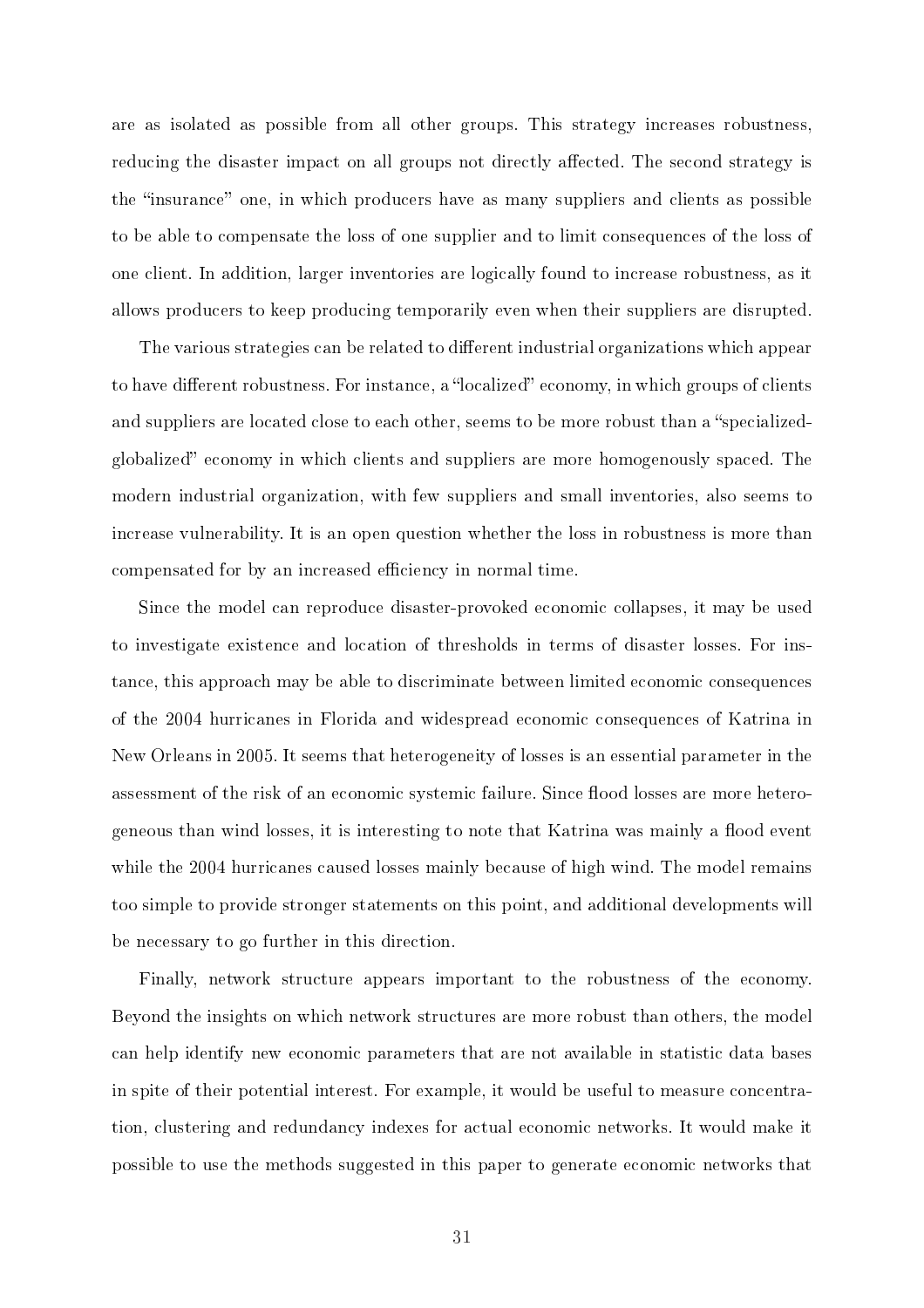are as isolated as possible from all other groups. This strategy increases robustness, reducing the disaster impact on all groups not directly affected. The second strategy is the "insurance" one, in which producers have as many suppliers and clients as possible to be able to compensate the loss of one supplier and to limit consequences of the loss of one client. In addition, larger inventories are logically found to increase robustness, as it allows producers to keep producing temporarily even when their suppliers are disrupted.

The various strategies can be related to different industrial organizations which appear to have different robustness. For instance, a "localized" economy, in which groups of clients and suppliers are located close to each other, seems to be more robust than a "specialized-globalized" economy in which clients and suppliers are more homogenously spaced. The modern industrial organization, with few suppliers and small inventories, also seems to increase vulnerability. It is an open question whether the loss in robustness is more than compensated for by an increased efficiency in normal time.

Since the model can reproduce disaster-provoked economic collapses, it may be used to investigate existence and location of thresholds in terms of disaster losses. For instance, this approach may be able to discriminate between limited economic consequences of the 2004 hurricanes in Florida and widespread economic consequences of Katrina in New Orleans in 2005. It seems that heterogeneity of losses is an essential parameter in the assessment of the risk of an economic systemic failure. Since flood losses are more heterogeneous than wind losses, it is interesting to note that Katrina was mainly a flood event while the 2004 hurricanes caused losses mainly because of high wind. The model remains too simple to provide stronger statements on this point, and additional developments will be necessary to go further in this direction.

Finally, network structure appears important to the robustness of the economy. Beyond the insights on which network structures are more robust than others, the model can help identify new economic parameters that are not available in statistic data bases in spite of their potential interest. For example, it would be useful to measure concentration, clustering and redundancy indexes for actual economic networks. It would make it possible to use the methods suggested in this paper to generate economic networks that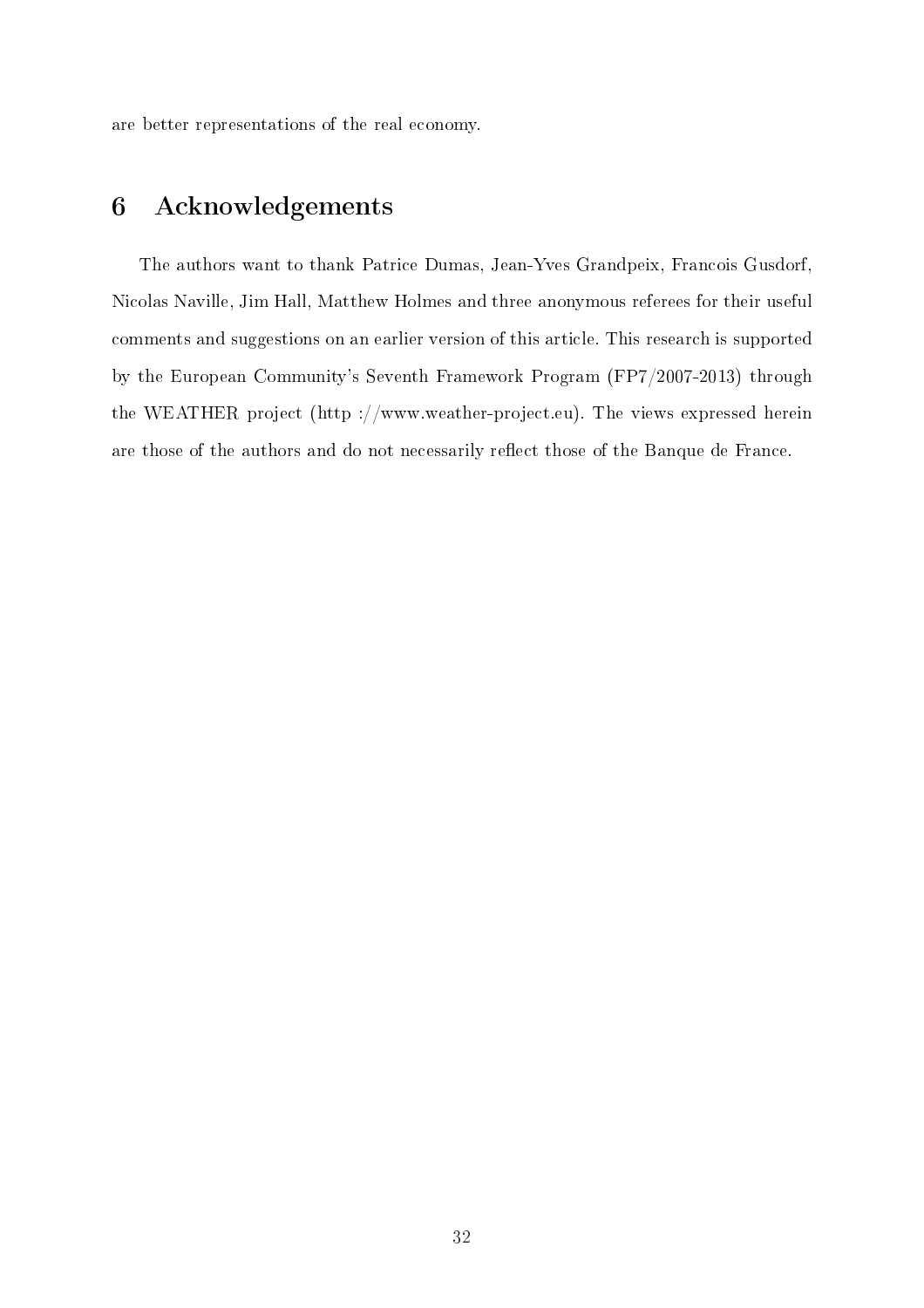are better representations of the real economy.

## 6 Acknowledgements

The authors want to thank Patrice Dumas, Jean-Yves Grandpeix, Francois Gusdorf, Nicolas Naville, Jim Hall, Matthew Holmes and three anonymous referees for their useful comments and suggestions on an earlier version of this article. This research is supported by the European Community's Seventh Framework Program (FP7/2007-2013) through the WEATHER project (http ://www.weather-project.eu). The views expressed herein are those of the authors and do not necessarily reflect those of the Banque de France.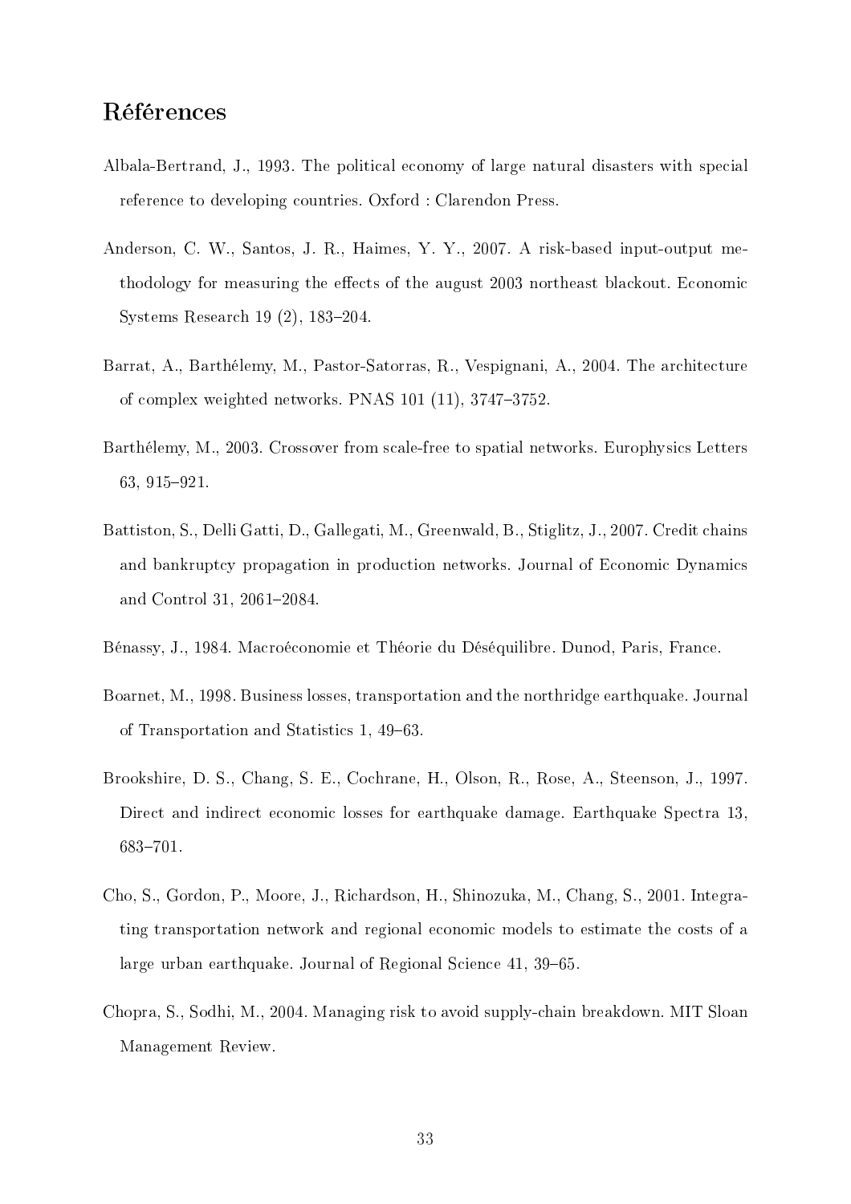## Références

Albala-Bertrand, J., 1993. The political economy of large natural disasters with special reference to developing countries. Oxford : Clarendon Press.

Anderson, C. W., Santos, J. R., Haimes, Y. Y., 2007. A risk-based input-output methodology for measuring the effects of the august 2003 northeast blackout. Economic Systems Research 19 (2), 183–204.

Barrat, A., Barthélemy, M., Pastor-Satorras, R., Vespignani, A., 2004. The architecture of complex weighted networks. PNAS 101 (11), 3747–3752.

Barthélemy, M., 2003. Crossover from scale-free to spatial networks. Europhysics Letters 63, 915–921.

Battiston, S., Delli Gatti, D., Gallegati, M., Greenwald, B., Stiglitz, J., 2007. Credit chains and bankruptcy propagation in production networks. Journal of Economic Dynamics and Control 31, 2061–2084.

Bénassy, J., 1984. Macroéconomie et Théorie du Déséquilibre. Dunod, Paris, France.

Boarnet, M., 1998. Business losses, transportation and the northridge earthquake. Journal of Transportation and Statistics 1, 49–63.

Brookshire, D. S., Chang, S. E., Cochrane, H., Olson, R., Rose, A., Steenson, J., 1997. Direct and indirect economic losses for earthquake damage. Earthquake Spectra 13, 683–701.

Cho, S., Gordon, P., Moore, J., Richardson, H., Shinozuka, M., Chang, S., 2001. Integrating transportation network and regional economic models to estimate the costs of a large urban earthquake. Journal of Regional Science 41, 39–65.

Chopra, S., Sodhi, M., 2004. Managing risk to avoid supply-chain breakdown. MIT Sloan Management Review.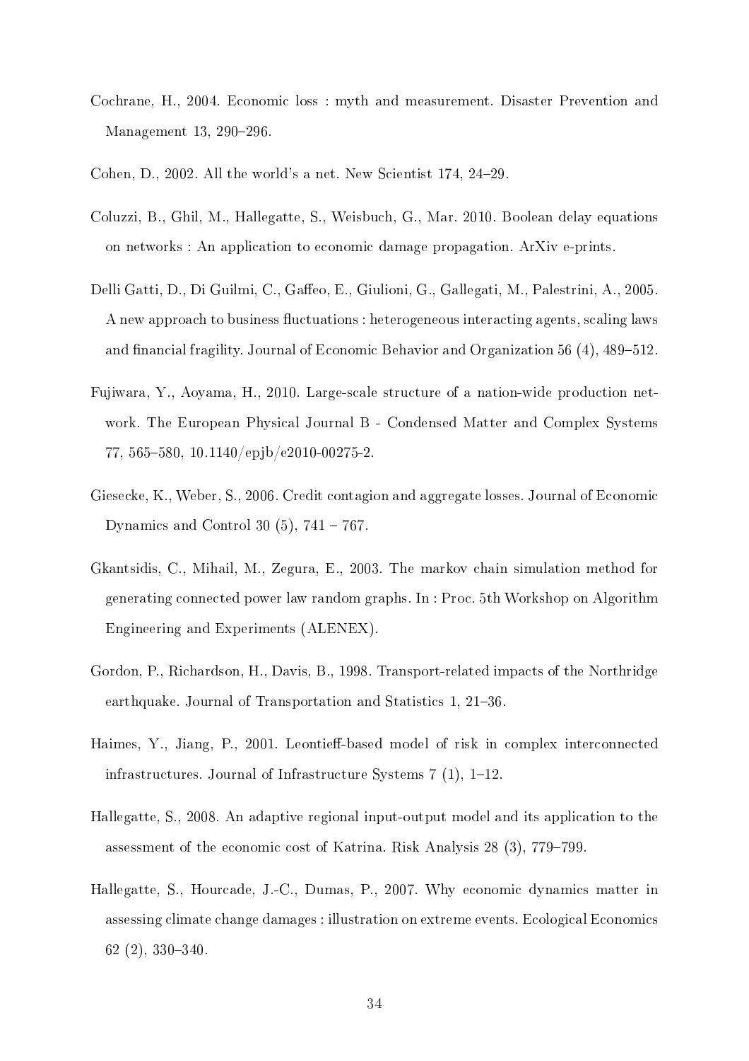Cochrane, H., 2004. Economic loss : myth and measurement. Disaster Prevention and Management 13, 290–296.

Cohen, D., 2002. All the world's a net. New Scientist 174, 24–29.

Coluzzi, B., Ghil, M., Hallegatte, S., Weisbuch, G., Mar. 2010. Boolean delay equations on networks : An application to economic damage propagation. ArXiv e-prints.

Delli Gatti, D., Di Guilmi, C., Gaffeo, E., Giulioni, G., Gallegati, M., Palestrini, A., 2005. A new approach to business fluctuations : heterogeneous interacting agents, scaling laws and financial fragility. Journal of Economic Behavior and Organization 56 (4), 489–512.

Fujiwara, Y., Aoyama, H., 2010. Large-scale structure of a nation-wide production network. The European Physical Journal B - Condensed Matter and Complex Systems 77, 565–580, 10.1140/epjb/e2010-00275-2.

Giesecke, K., Weber, S., 2006. Credit contagion and aggregate losses. Journal of Economic Dynamics and Control 30 (5), 741 – 767.

Gkantsidis, C., Mihail, M., Zegura, E., 2003. The markov chain simulation method for generating connected power law random graphs. In : Proc. 5th Workshop on Algorithm Engineering and Experiments (ALENEX).

Gordon, P., Richardson, H., Davis, B., 1998. Transport-related impacts of the Northridge earthquake. Journal of Transportation and Statistics 1, 21–36.

Haimes, Y., Jiang, P., 2001. Leontieff-based model of risk in complex interconnected infrastructures. Journal of Infrastructure Systems 7 (1), 1–12.

Hallegatte, S., 2008. An adaptive regional input-output model and its application to the assessment of the economic cost of Katrina. Risk Analysis 28 (3), 779–799.

Hallegatte, S., Hourcade, J.-C., Dumas, P., 2007. Why economic dynamics matter in assessing climate change damages : illustration on extreme events. Ecological Economics 62 (2), 330–340.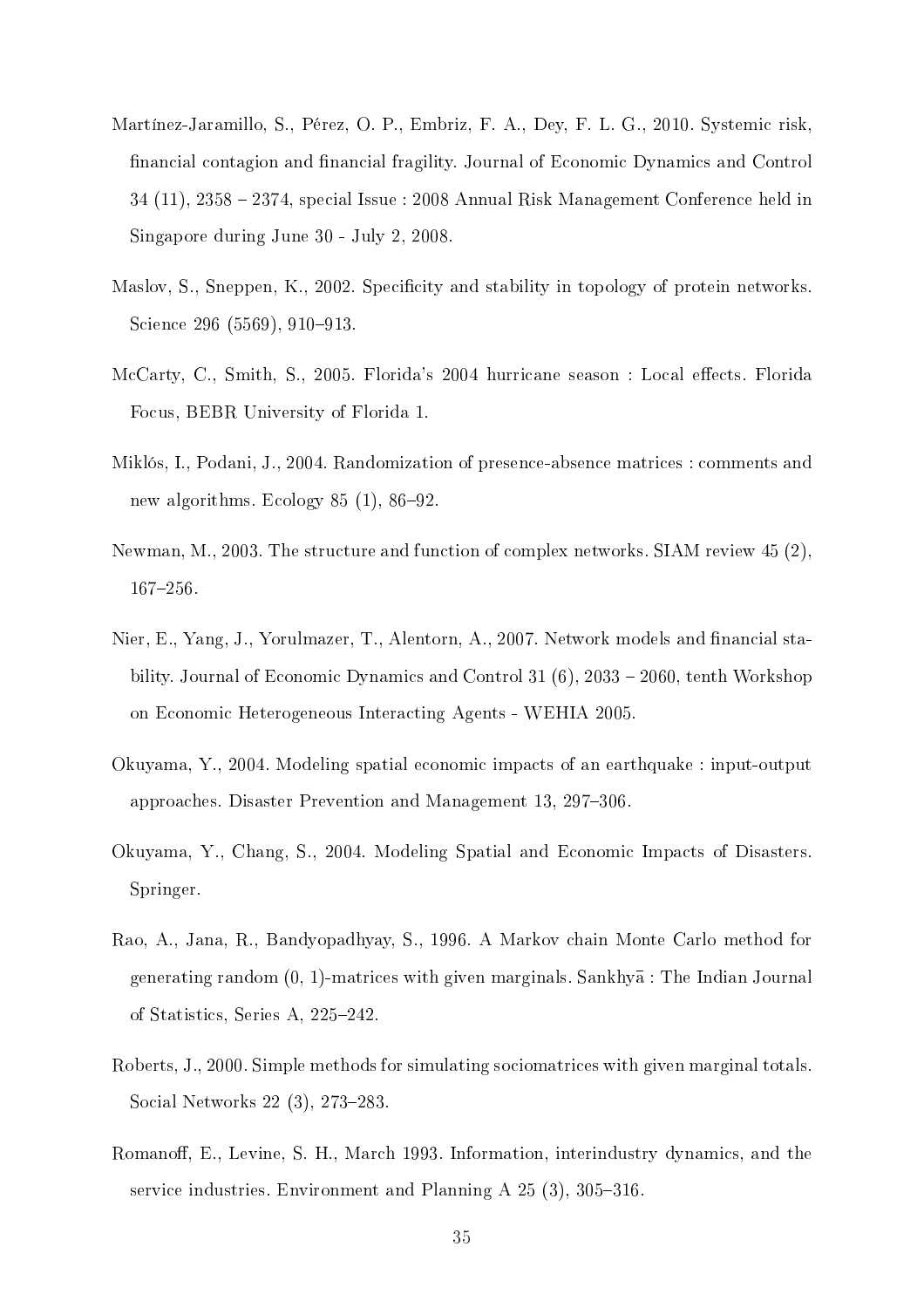Martínez-Jaramillo, S., Pérez, O. P., Embriz, F. A., Dey, F. L. G., 2010. Systemic risk, financial contagion and financial fragility. Journal of Economic Dynamics and Control 34 (11), 2358 – 2374, special Issue : 2008 Annual Risk Management Conference held in Singapore during June 30 - July 2, 2008.

Maslov, S., Sneppen, K., 2002. Specificity and stability in topology of protein networks. Science 296 (5569), 910–913.

McCarty, C., Smith, S., 2005. Florida's 2004 hurricane season : Local effects. Florida Focus, BEBR University of Florida 1.

Miklós, I., Podani, J., 2004. Randomization of presence-absence matrices : comments and new algorithms. Ecology 85 (1), 86–92.

Newman, M., 2003. The structure and function of complex networks. SIAM review 45 (2), 167–256.

Nier, E., Yang, J., Yorulmazer, T., Alentorn, A., 2007. Network models and financial stability. Journal of Economic Dynamics and Control 31 (6), 2033 – 2060, tenth Workshop on Economic Heterogeneous Interacting Agents - WEHIA 2005.

Okuyama, Y., 2004. Modeling spatial economic impacts of an earthquake : input-output approaches. Disaster Prevention and Management 13, 297–306.

Okuyama, Y., Chang, S., 2004. Modeling Spatial and Economic Impacts of Disasters. Springer.

Rao, A., Jana, R., Bandyopadhyay, S., 1996. A Markov chain Monte Carlo method for generating random (0, 1)-matrices with given marginals. Sankhyā : The Indian Journal of Statistics, Series A, 225–242.

Roberts, J., 2000. Simple methods for simulating sociomatrices with given marginal totals. Social Networks 22 (3), 273–283.

Romanoff, E., Levine, S. H., March 1993. Information, interindustry dynamics, and the service industries. Environment and Planning A 25 (3), 305–316.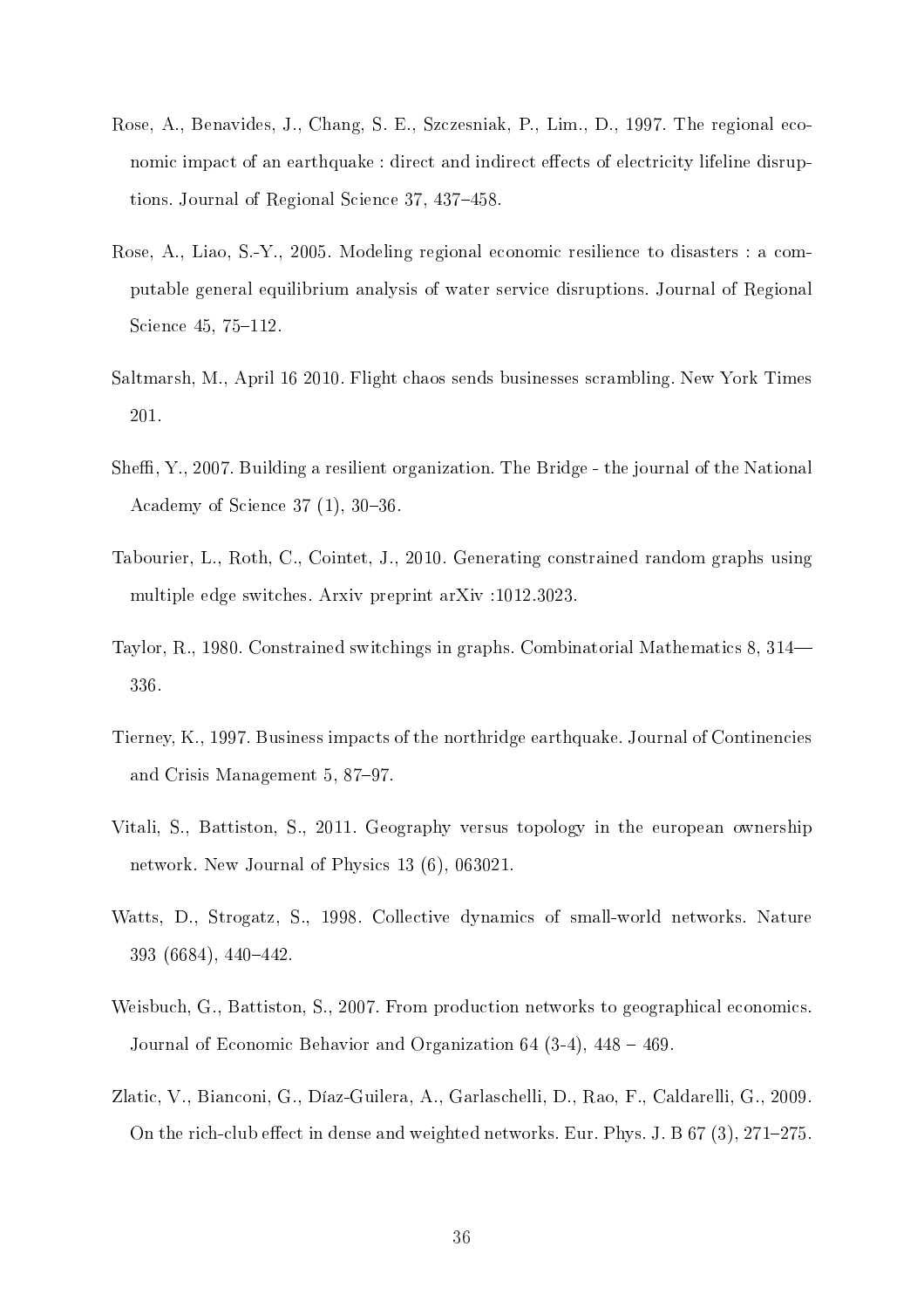Rose, A., Benavides, J., Chang, S. E., Szczesniak, P., Lim., D., 1997. The regional economic impact of an earthquake : direct and indirect effects of electricity lifeline disruptions. Journal of Regional Science 37, 437–458.

Rose, A., Liao, S.-Y., 2005. Modeling regional economic resilience to disasters : a computable general equilibrium analysis of water service disruptions. Journal of Regional Science 45, 75–112.

Saltmarsh, M., April 16 2010. Flight chaos sends businesses scrambling. New York Times 201.

Sheffi, Y., 2007. Building a resilient organization. The Bridge - the journal of the National Academy of Science 37 (1), 30–36.

Tabourier, L., Roth, C., Cointet, J., 2010. Generating constrained random graphs using multiple edge switches. Arxiv preprint arXiv :1012.3023.

Taylor, R., 1980. Constrained switchings in graphs. Combinatorial Mathematics 8, 314—336.

Tierney, K., 1997. Business impacts of the northridge earthquake. Journal of Continencies and Crisis Management 5, 87–97.

Vitali, S., Battiston, S., 2011. Geography versus topology in the european ownership network. New Journal of Physics 13 (6), 063021.

Watts, D., Strogatz, S., 1998. Collective dynamics of small-world networks. Nature 393 (6684), 440–442.

Weisbuch, G., Battiston, S., 2007. From production networks to geographical economics. Journal of Economic Behavior and Organization 64 (3-4), 448 – 469.

Zlatic, V., Bianconi, G., Díaz-Guilera, A., Garlaschelli, D., Rao, F., Caldarelli, G., 2009. On the rich-club effect in dense and weighted networks. Eur. Phys. J. B 67 (3), 271–275.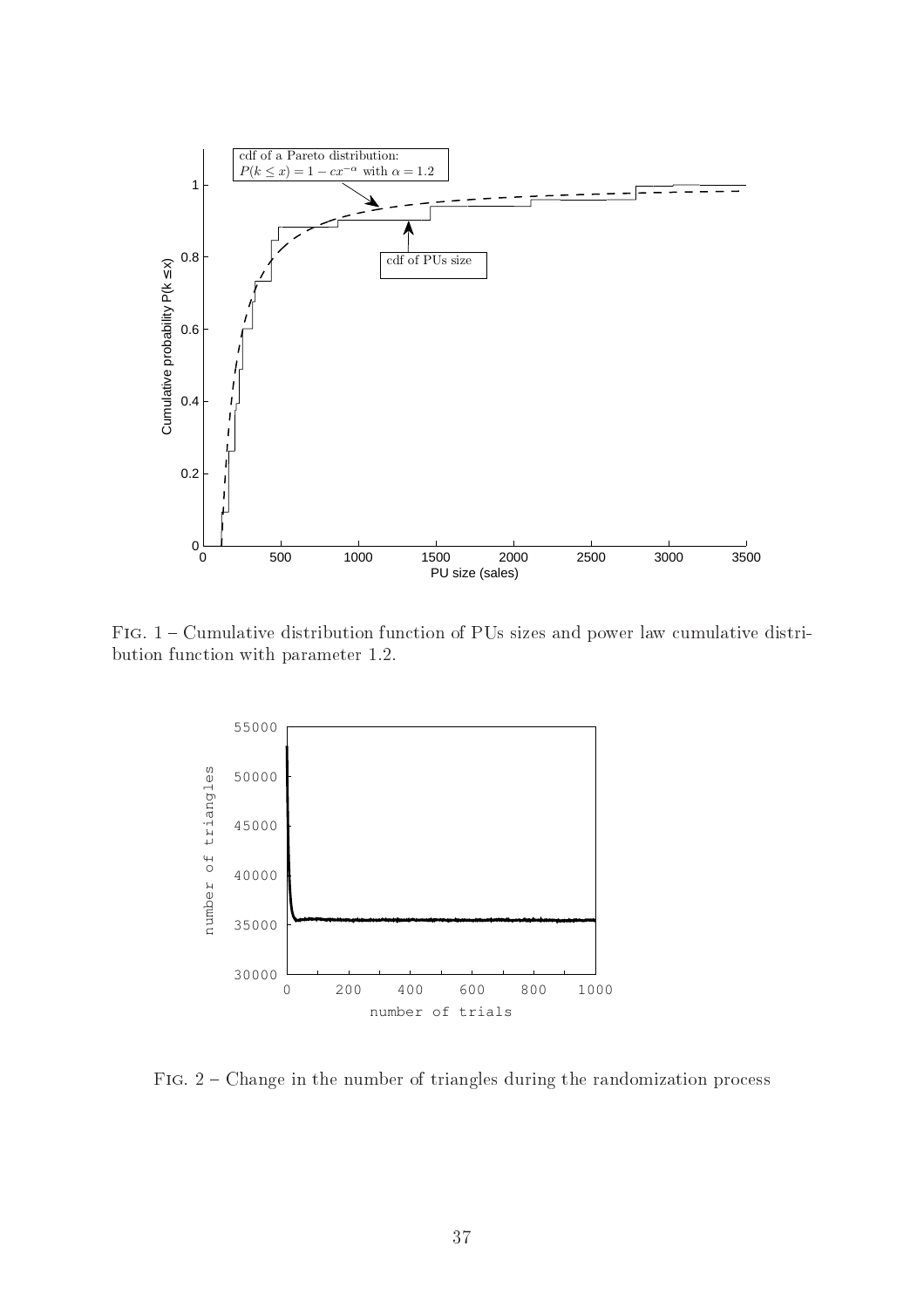Fig. 1 – Cumulative distribution function of PUs sizes and power law cumulative distribution function with parameter 1.2.

Fig. 2 – Change in the number of triangles during the randomization process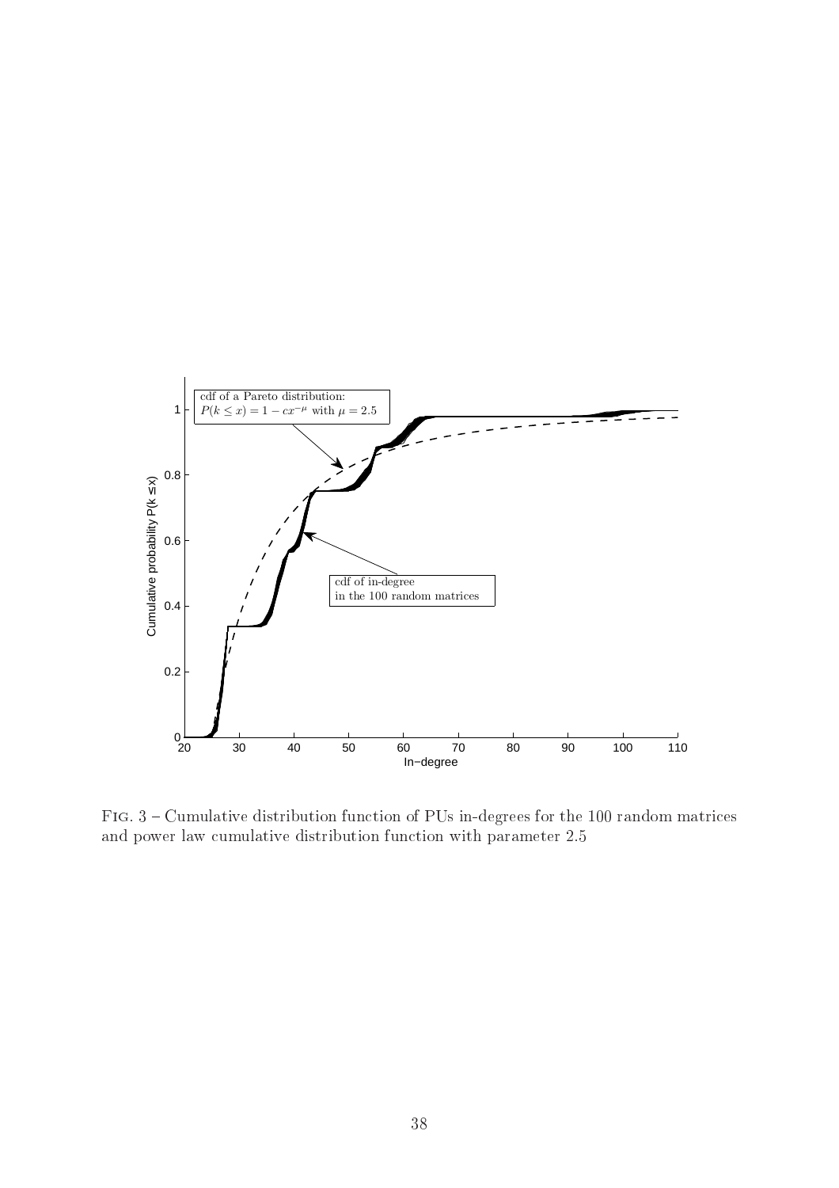Fig. 3 – Cumulative distribution function of PUs in-degrees for the 100 random matrices and power law cumulative distribution function with parameter 2.5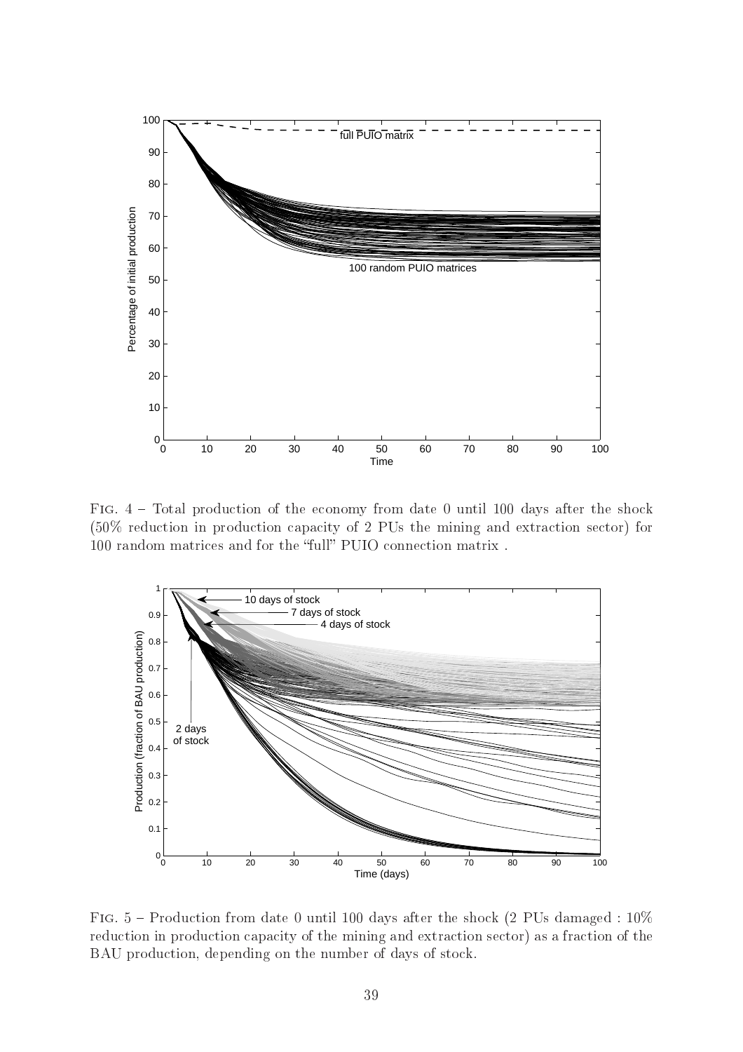Fig. 4 – Total production of the economy from date 0 until 100 days after the shock (50% reduction in production capacity of 2 PUs the mining and extraction sector) for 100 random matrices and for the "full" PUIO connection matrix .

Fig. 5 – Production from date 0 until 100 days after the shock (2 PUs damaged : 10% reduction in production capacity of the mining and extraction sector) as a fraction of the BAU production, depending on the number of days of stock.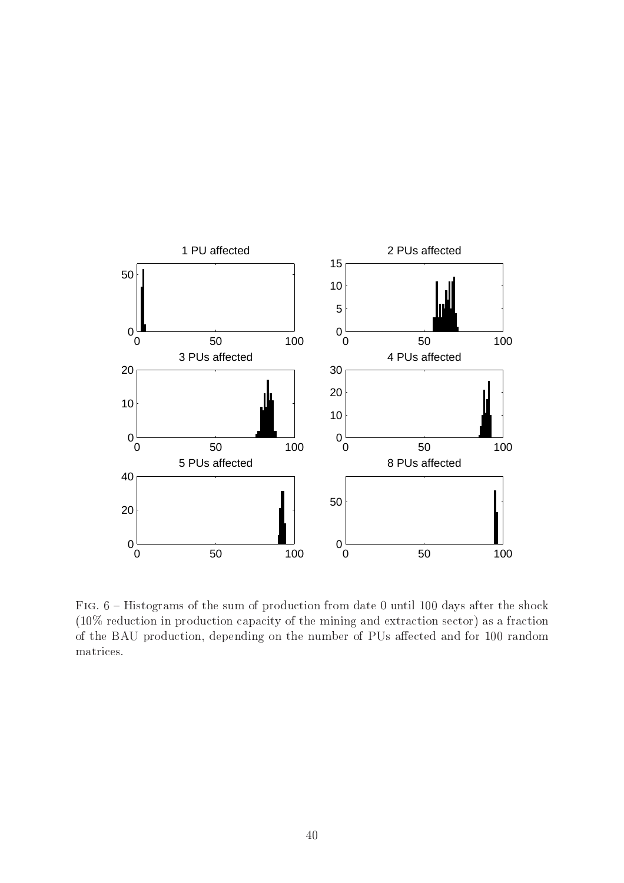FIG. 6 – Histograms of the sum of production from date 0 until 100 days after the shock (10% reduction in production capacity of the mining and extraction sector) as a fraction of the BAU production, depending on the number of PUs affected and for 100 random matrices.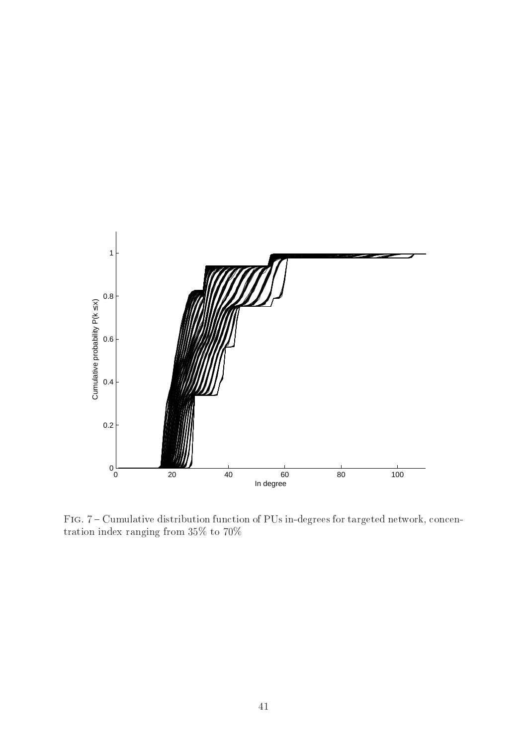FIG. 7 – Cumulative distribution function of PUs in-degrees for targeted network, concentration index ranging from 35% to 70%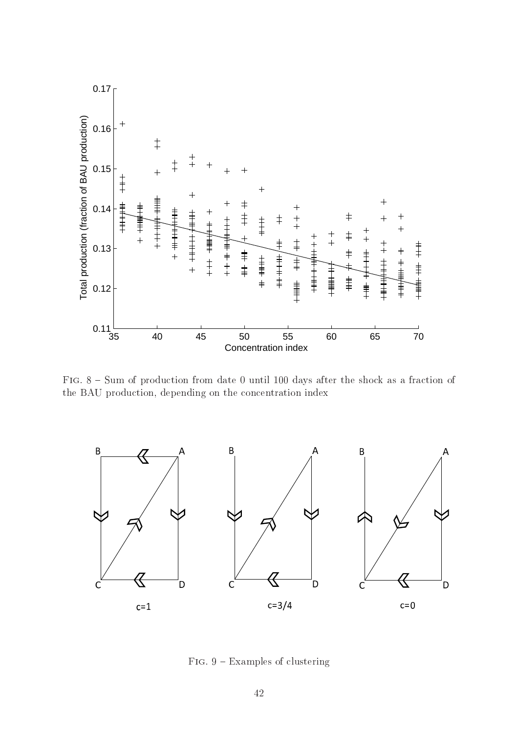Fig. 8 – Sum of production from date 0 until 100 days after the shock as a fraction of the BAU production, depending on the concentration index

Fig. 9 – Examples of clustering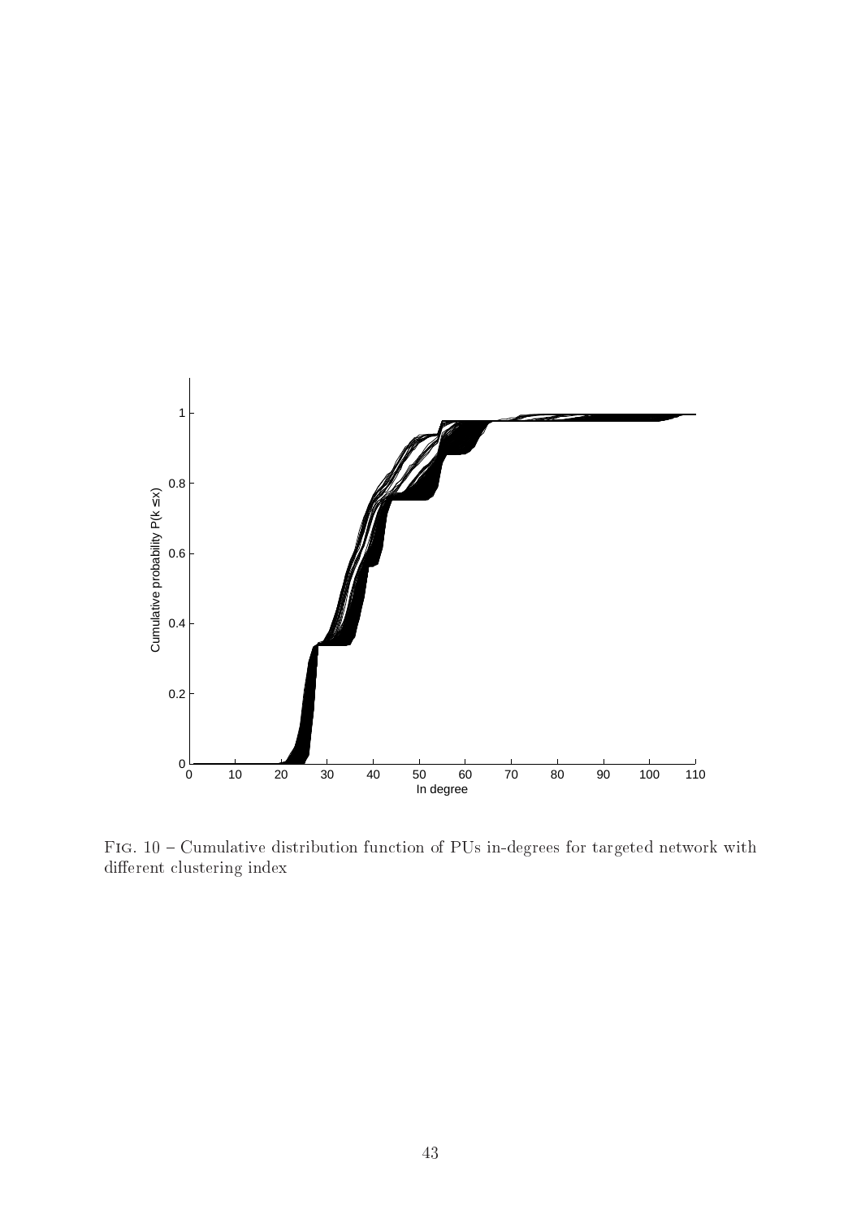Fig. 10 – Cumulative distribution function of PUs in-degrees for targeted network with different clustering index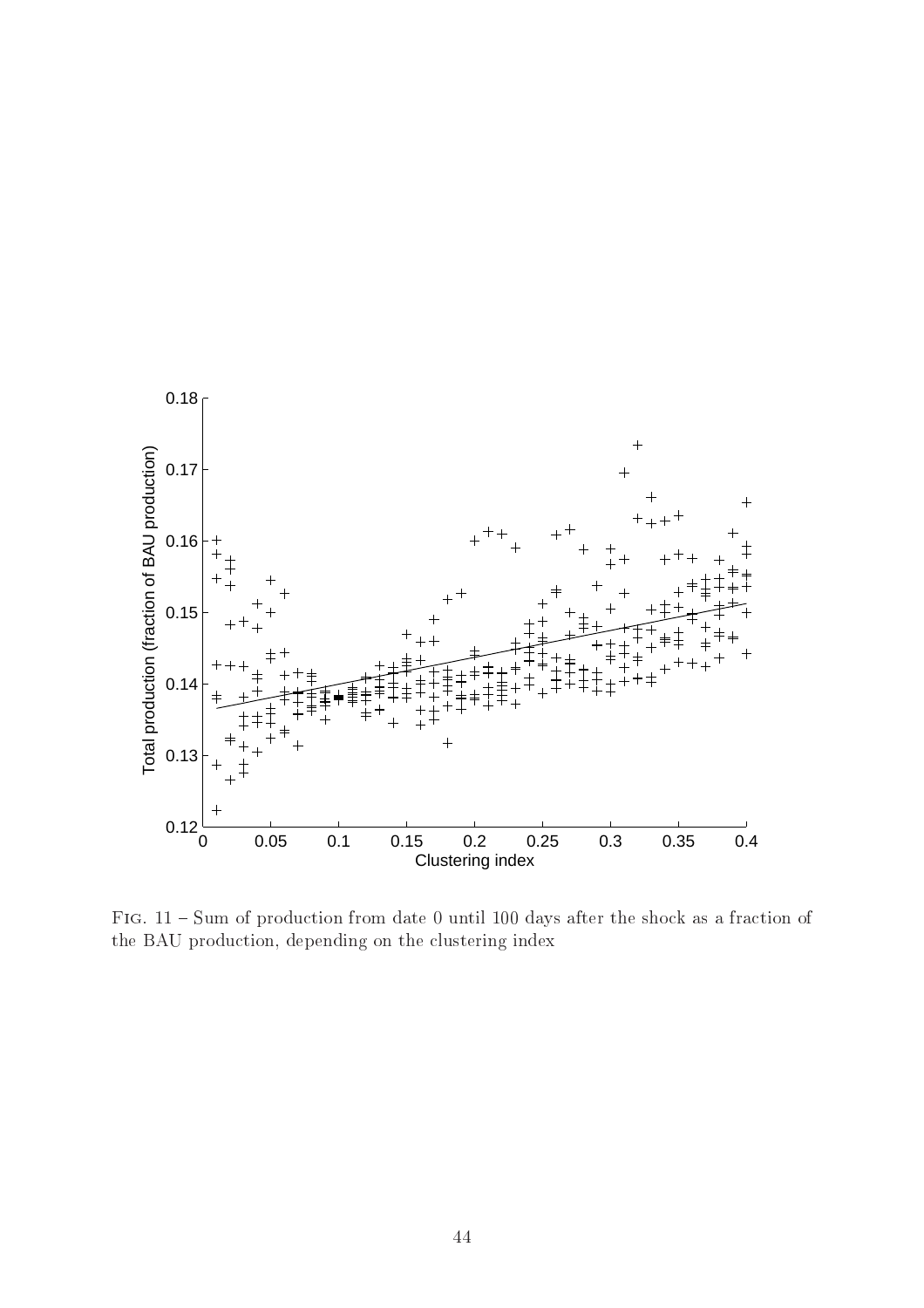Fig. 11 – Sum of production from date 0 until 100 days after the shock as a fraction of the BAU production, depending on the clustering index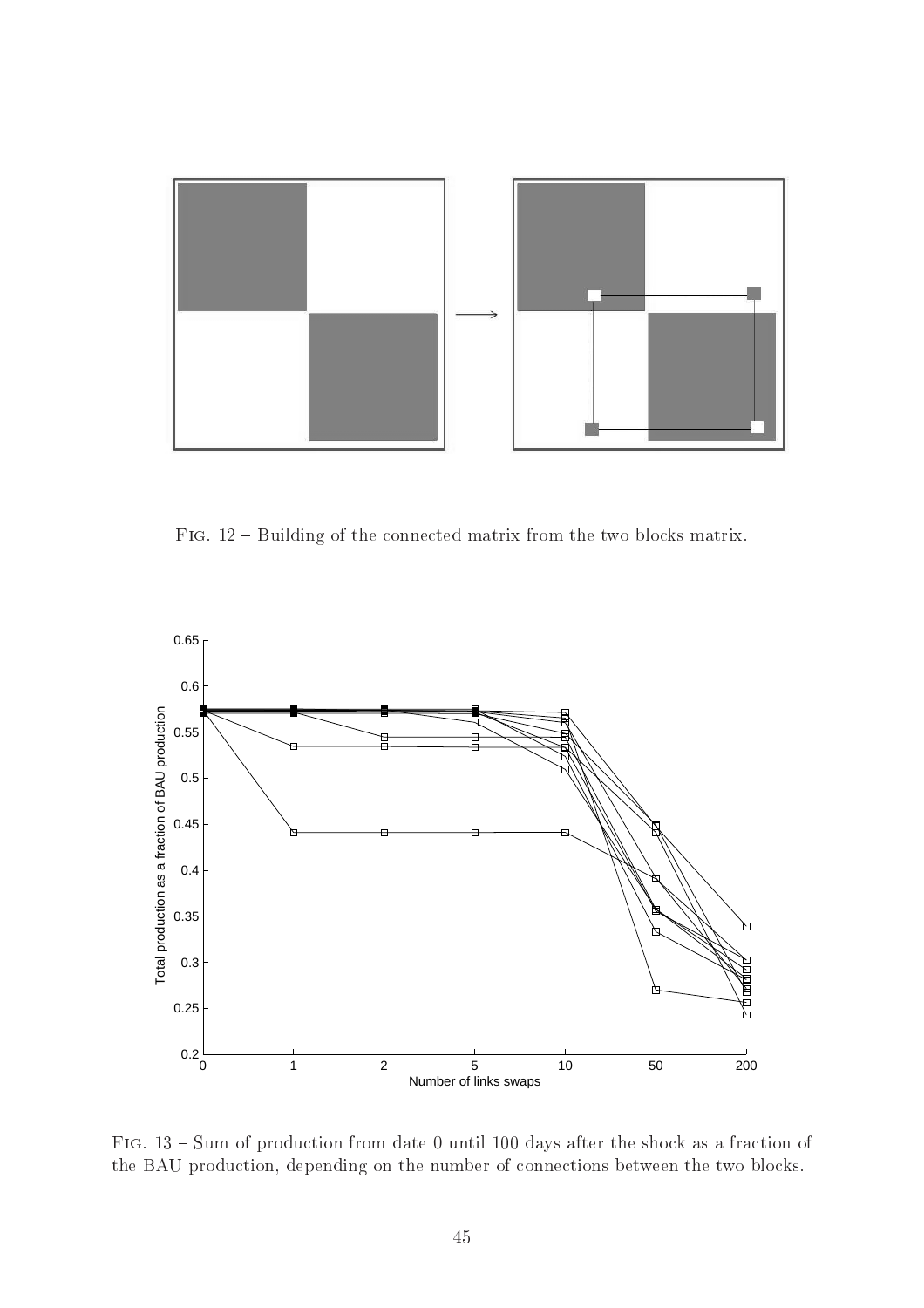Fig. 12 – Building of the connected matrix from the two blocks matrix.

Fig. 13 – Sum of production from date 0 until 100 days after the shock as a fraction of the BAU production, depending on the number of connections between the two blocks.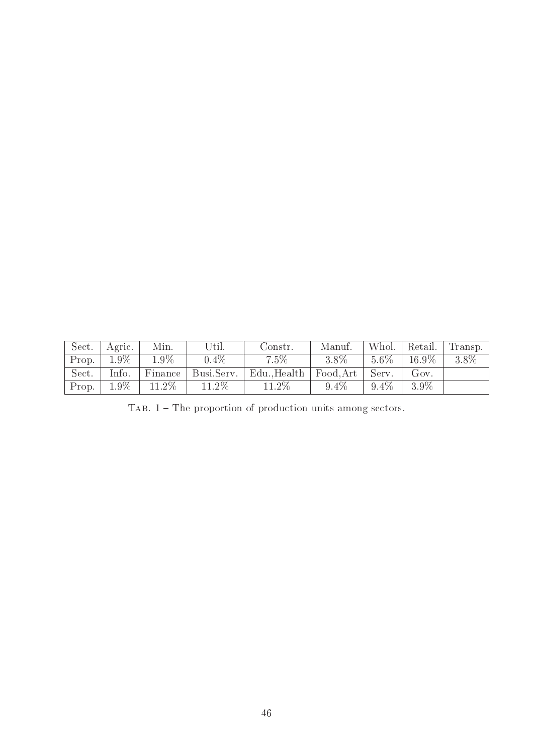| Sect. | Agric. | Min. | Util. | Constr. | Manuf. | Whol. | Retail. | Transp. |
|---|---|---|---|---|---|---|---|---|
| Prop. | 1.9% | 1.9% | 0.4% | 7.5% | 3.8% | 5.6% | 16.9% | 3.8% |
| Sect. | Info. | Finance | Busi.Serv. | Edu.,Health | Food,Art | Serv. | Gov. | |
| Prop. | 1.9% | 11.2% | 11.2% | 11.2% | 9.4% | 9.4% | 3.9% | |

TAB. 1 – The proportion of production units among sectors.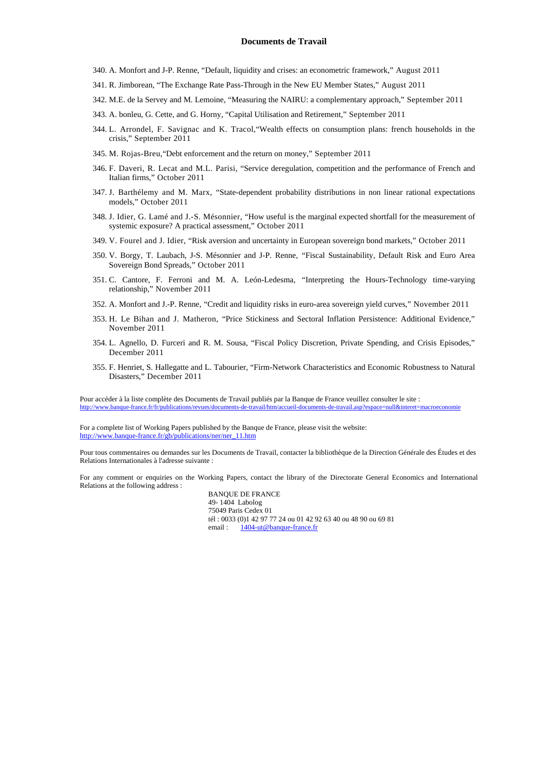# Documents de Travail

340. A. Monfort and J-P. Renne, "Default, liquidity and crises: an econometric framework," August 2011
341. R. Jimborean, "The Exchange Rate Pass-Through in the New EU Member States," August 2011
342. M.E. de la Servey and M. Lemoine, "Measuring the NAIRU: a complementary approach," September 2011
343. A. bonleu, G. Cette, and G. Horny, "Capital Utilisation and Retirement," September 2011
344. L. Arrondel, F. Savignac and K. Tracol,"Wealth effects on consumption plans: french households in the crisis," September 2011
345. M. Rojas-Breu,"Debt enforcement and the return on money," September 2011
346. F. Daveri, R. Lecat and M.L. Parisi, "Service deregulation, competition and the performance of French and Italian firms," October 2011
347. J. Barthélemy and M. Marx, "State-dependent probability distributions in non linear rational expectations models," October 2011
348. J. Idier, G. Lamé and J.-S. Mésonnier, "How useful is the marginal expected shortfall for the measurement of systemic exposure? A practical assessment," October 2011
349. V. Fourel and J. Idier, "Risk aversion and uncertainty in European sovereign bond markets," October 2011
350. V. Borgy, T. Laubach, J-S. Mésonnier and J-P. Renne, "Fiscal Sustainability, Default Risk and Euro Area Sovereign Bond Spreads," October 2011
351. C. Cantore, F. Ferroni and M. A. León-Ledesma, "Interpreting the Hours-Technology time-varying relationship," November 2011
352. A. Monfort and J.-P. Renne, "Credit and liquidity risks in euro-area sovereign yield curves," November 2011
353. H. Le Bihan and J. Matheron, "Price Stickiness and Sectoral Inflation Persistence: Additional Evidence," November 2011
354. L. Agnello, D. Furceri and R. M. Sousa, "Fiscal Policy Discretion, Private Spending, and Crisis Episodes," December 2011
355. F. Henriet, S. Hallegatte and L. Tabourier, "Firm-Network Characteristics and Economic Robustness to Natural Disasters," December 2011

Pour accéder à la liste complète des Documents de Travail publiés par la Banque de France veuillez consulter le site :
http://www.banque-france.fr/fr/publications/revues/documents-de-travail/htm/accueil-documents-de-travail.asp?espace=null&interet=macroeconomie

For a complete list of Working Papers published by the Banque de France, please visit the website:
http://www.banque-france.fr/gb/publications/ner/ner_11.htm

Pour tous commentaires ou demandes sur les Documents de Travail, contacter la bibliothèque de la Direction Générale des Études et des Relations Internationales à l'adresse suivante :

For any comment or enquiries on the Working Papers, contact the library of the Directorate General Economics and International Relations at the following address :

BANQUE DE FRANCE
49- 1404 Labolog
75049 Paris Cedex 01
tél : 0033 (0)1 42 97 77 24 ou 01 42 92 63 40 ou 48 90 ou 69 81
email : 1404-ut@banque-france.fr